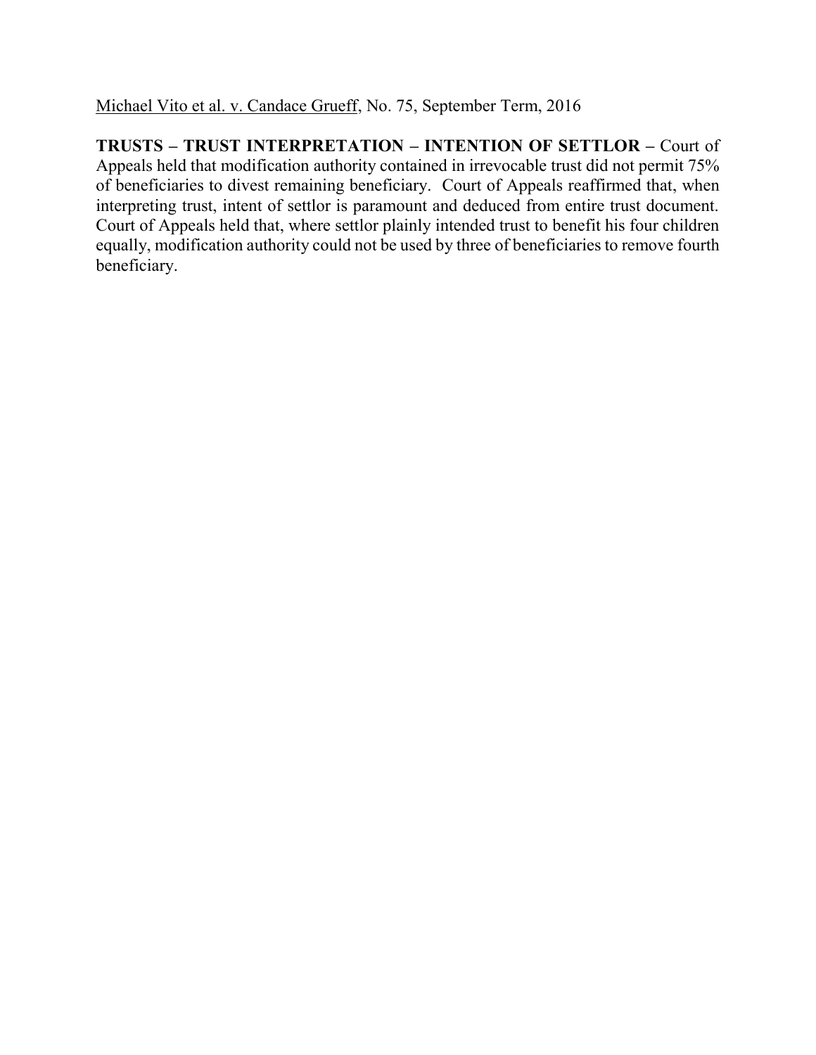Michael Vito et al. v. Candace Grueff, No. 75, September Term, 2016

**TRUSTS – TRUST INTERPRETATION – INTENTION OF SETTLOR –** Court of Appeals held that modification authority contained in irrevocable trust did not permit 75% of beneficiaries to divest remaining beneficiary. Court of Appeals reaffirmed that, when interpreting trust, intent of settlor is paramount and deduced from entire trust document. Court of Appeals held that, where settlor plainly intended trust to benefit his four children equally, modification authority could not be used by three of beneficiaries to remove fourth beneficiary.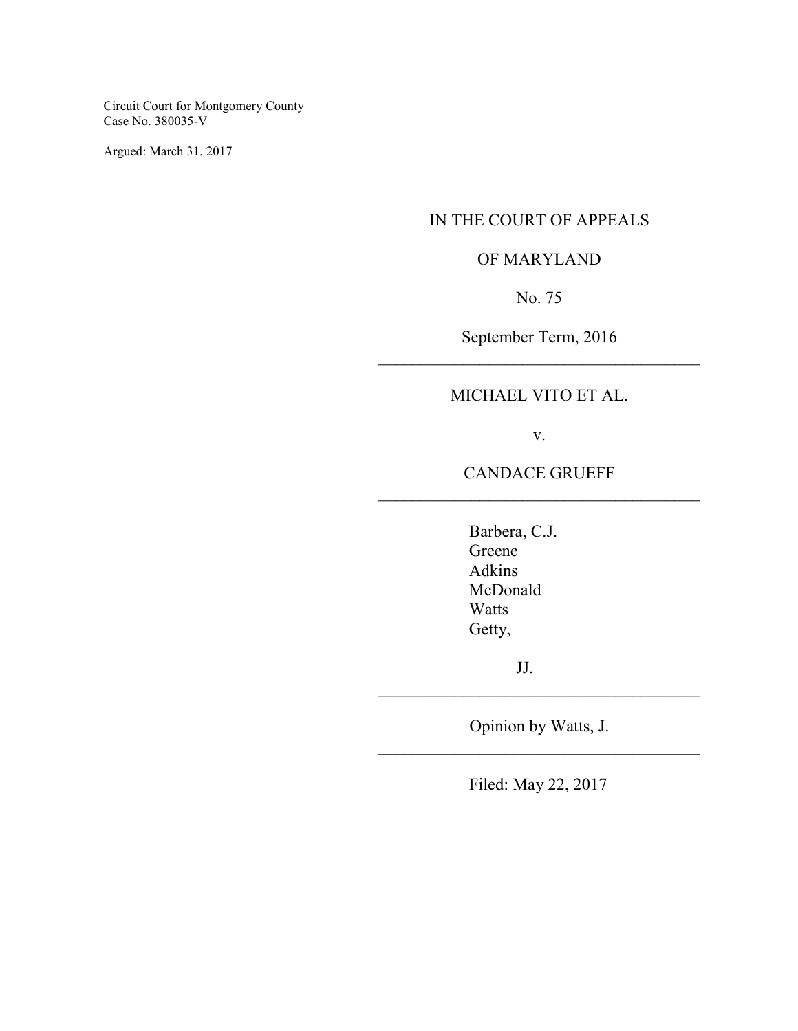Circuit Court for Montgomery County
Case No. 380035-V

Argued: March 31, 2017

IN THE COURT OF APPEALS

OF MARYLAND

No. 75

September Term, 2016

---

MICHAEL VITO ET AL.

v.

CANDACE GRUEFF

---

Barbera, C.J.
Greene
Adkins
McDonald
Watts
Getty,

JJ.

---

Opinion by Watts, J.

---

Filed: May 22, 2017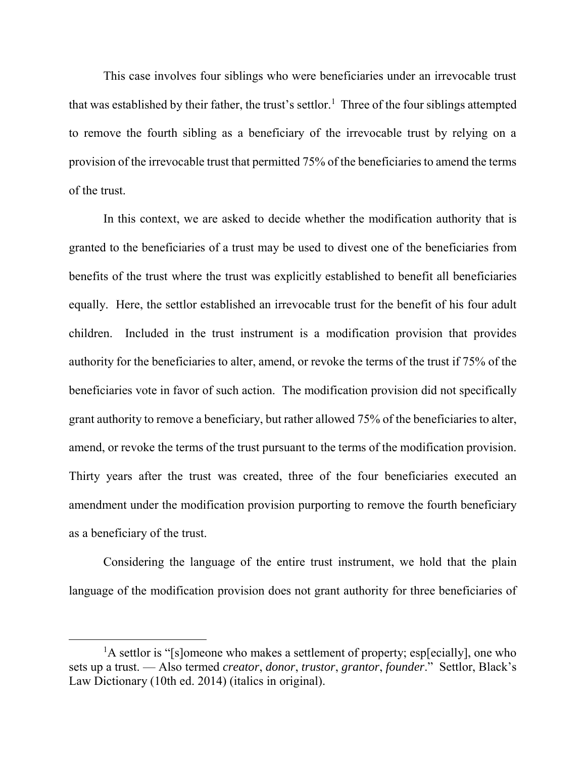This case involves four siblings who were beneficiaries under an irrevocable trust that was established by their father, the trust's settlor.[1] Three of the four siblings attempted to remove the fourth sibling as a beneficiary of the irrevocable trust by relying on a provision of the irrevocable trust that permitted 75% of the beneficiaries to amend the terms of the trust.

In this context, we are asked to decide whether the modification authority that is granted to the beneficiaries of a trust may be used to divest one of the beneficiaries from benefits of the trust where the trust was explicitly established to benefit all beneficiaries equally. Here, the settlor established an irrevocable trust for the benefit of his four adult children. Included in the trust instrument is a modification provision that provides authority for the beneficiaries to alter, amend, or revoke the terms of the trust if 75% of the beneficiaries vote in favor of such action. The modification provision did not specifically grant authority to remove a beneficiary, but rather allowed 75% of the beneficiaries to alter, amend, or revoke the terms of the trust pursuant to the terms of the modification provision. Thirty years after the trust was created, three of the four beneficiaries executed an amendment under the modification provision purporting to remove the fourth beneficiary as a beneficiary of the trust.

Considering the language of the entire trust instrument, we hold that the plain language of the modification provision does not grant authority for three beneficiaries of

---

[1] A settlor is "[s]omeone who makes a settlement of property; esp[ecially], one who sets up a trust. — Also termed *creator*, *donor*, *trustor*, *grantor*, *founder*." Settlor, Black's Law Dictionary (10th ed. 2014) (italics in original).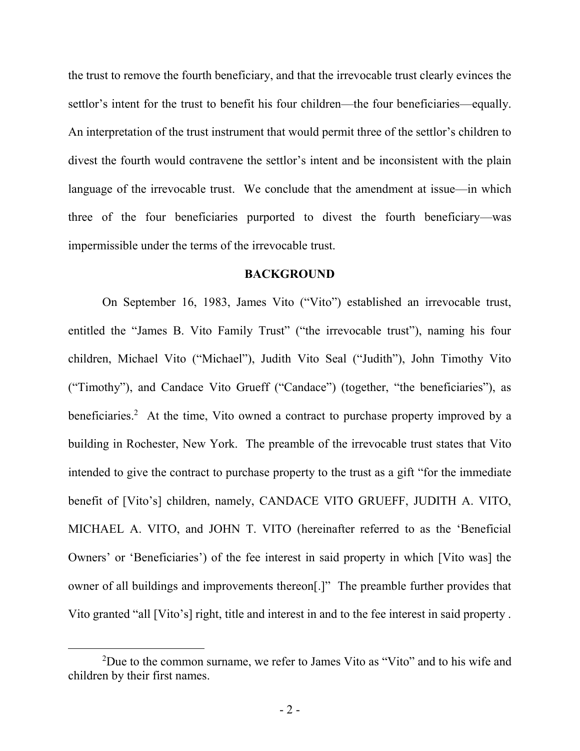the trust to remove the fourth beneficiary, and that the irrevocable trust clearly evinces the settlor's intent for the trust to benefit his four children—the four beneficiaries—equally. An interpretation of the trust instrument that would permit three of the settlor's children to divest the fourth would contravene the settlor's intent and be inconsistent with the plain language of the irrevocable trust. We conclude that the amendment at issue—in which three of the four beneficiaries purported to divest the fourth beneficiary—was impermissible under the terms of the irrevocable trust.

## BACKGROUND

On September 16, 1983, James Vito ("Vito") established an irrevocable trust, entitled the "James B. Vito Family Trust" ("the irrevocable trust"), naming his four children, Michael Vito ("Michael"), Judith Vito Seal ("Judith"), John Timothy Vito ("Timothy"), and Candace Vito Grueff ("Candace") (together, "the beneficiaries"), as beneficiaries.[2] At the time, Vito owned a contract to purchase property improved by a building in Rochester, New York. The preamble of the irrevocable trust states that Vito intended to give the contract to purchase property to the trust as a gift "for the immediate benefit of [Vito's] children, namely, CANDACE VITO GRUEFF, JUDITH A. VITO, MICHAEL A. VITO, and JOHN T. VITO (hereinafter referred to as the 'Beneficial Owners' or 'Beneficiaries') of the fee interest in said property in which [Vito was] the owner of all buildings and improvements thereon[.]" The preamble further provides that Vito granted "all [Vito's] right, title and interest in and to the fee interest in said property .

[2]Due to the common surname, we refer to James Vito as "Vito" and to his wife and children by their first names.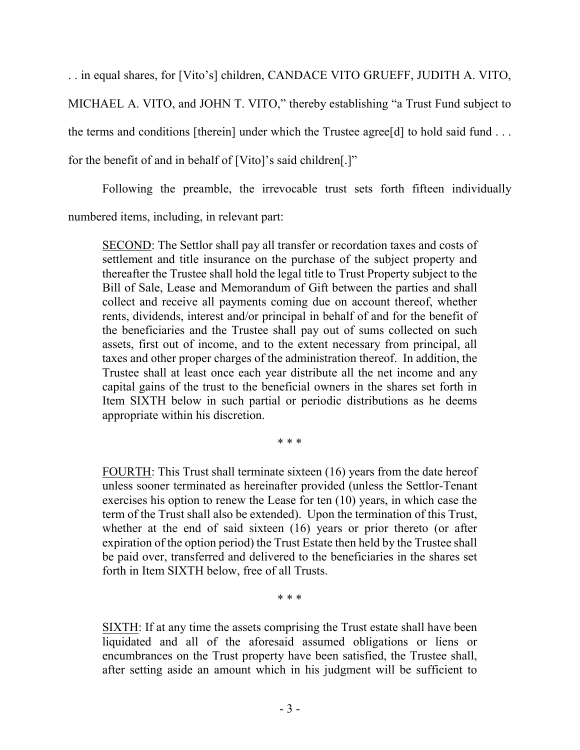. . in equal shares, for [Vito's] children, CANDACE VITO GRUEFF, JUDITH A. VITO, MICHAEL A. VITO, and JOHN T. VITO," thereby establishing "a Trust Fund subject to the terms and conditions [therein] under which the Trustee agree[d] to hold said fund . . . for the benefit of and in behalf of [Vito]'s said children[.]"

Following the preamble, the irrevocable trust sets forth fifteen individually numbered items, including, in relevant part:

> <u>SECOND</u>: The Settlor shall pay all transfer or recordation taxes and costs of settlement and title insurance on the purchase of the subject property and thereafter the Trustee shall hold the legal title to Trust Property subject to the Bill of Sale, Lease and Memorandum of Gift between the parties and shall collect and receive all payments coming due on account thereof, whether rents, dividends, interest and/or principal in behalf of and for the benefit of the beneficiaries and the Trustee shall pay out of sums collected on such assets, first out of income, and to the extent necessary from principal, all taxes and other proper charges of the administration thereof. In addition, the Trustee shall at least once each year distribute all the net income and any capital gains of the trust to the beneficial owners in the shares set forth in Item SIXTH below in such partial or periodic distributions as he deems appropriate within his discretion.
>
> \* \* \*
>
> <u>FOURTH</u>: This Trust shall terminate sixteen (16) years from the date hereof unless sooner terminated as hereinafter provided (unless the Settlor-Tenant exercises his option to renew the Lease for ten (10) years, in which case the term of the Trust shall also be extended). Upon the termination of this Trust, whether at the end of said sixteen (16) years or prior thereto (or after expiration of the option period) the Trust Estate then held by the Trustee shall be paid over, transferred and delivered to the beneficiaries in the shares set forth in Item SIXTH below, free of all Trusts.
>
> \* \* \*
>
> <u>SIXTH</u>: If at any time the assets comprising the Trust estate shall have been liquidated and all of the aforesaid assumed obligations or liens or encumbrances on the Trust property have been satisfied, the Trustee shall, after setting aside an amount which in his judgment will be sufficient to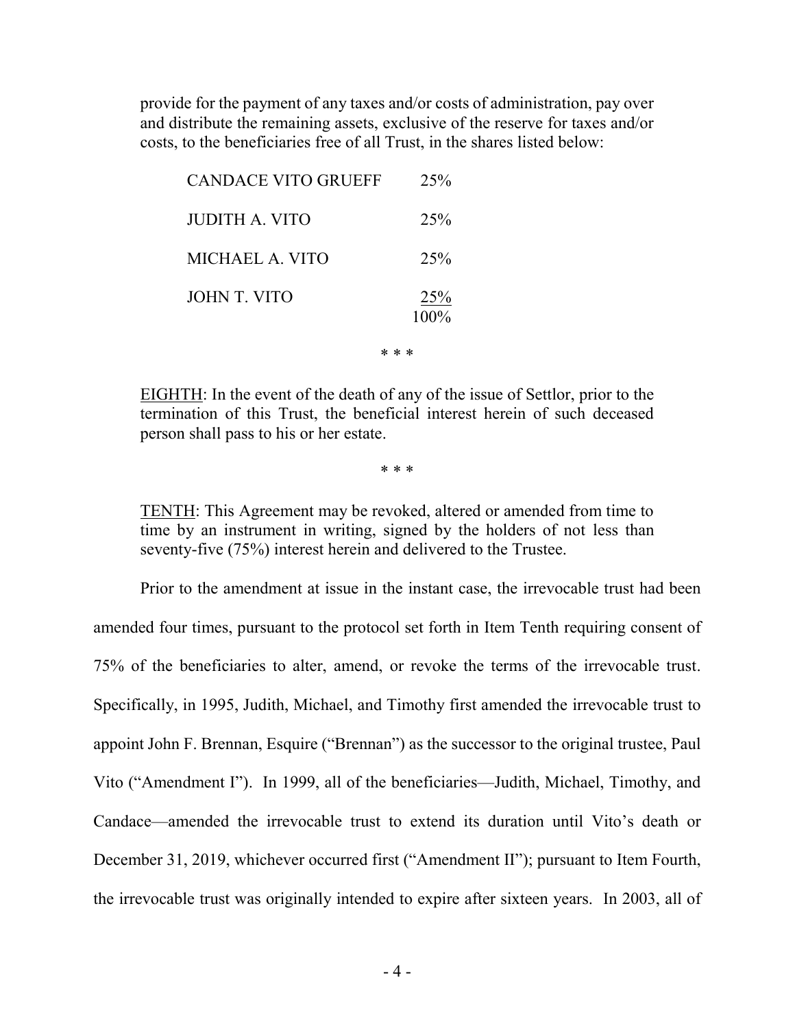> provide for the payment of any taxes and/or costs of administration, pay over and distribute the remaining assets, exclusive of the reserve for taxes and/or costs, to the beneficiaries free of all Trust, in the shares listed below:
>
> | | |
> |---|---|
> | CANDACE VITO GRUEFF | 25% |
> | JUDITH A. VITO | 25% |
> | MICHAEL A. VITO | 25% |
> | JOHN T. VITO | 25% |
> | | 100% |
>
> \* \* \*
>
> EIGHTH: In the event of the death of any of the issue of Settlor, prior to the termination of this Trust, the beneficial interest herein of such deceased person shall pass to his or her estate.
>
> \* \* \*
>
> TENTH: This Agreement may be revoked, altered or amended from time to time by an instrument in writing, signed by the holders of not less than seventy-five (75%) interest herein and delivered to the Trustee.

Prior to the amendment at issue in the instant case, the irrevocable trust had been amended four times, pursuant to the protocol set forth in Item Tenth requiring consent of 75% of the beneficiaries to alter, amend, or revoke the terms of the irrevocable trust. Specifically, in 1995, Judith, Michael, and Timothy first amended the irrevocable trust to appoint John F. Brennan, Esquire ("Brennan") as the successor to the original trustee, Paul Vito ("Amendment I"). In 1999, all of the beneficiaries—Judith, Michael, Timothy, and Candace—amended the irrevocable trust to extend its duration until Vito's death or December 31, 2019, whichever occurred first ("Amendment II"); pursuant to Item Fourth, the irrevocable trust was originally intended to expire after sixteen years. In 2003, all of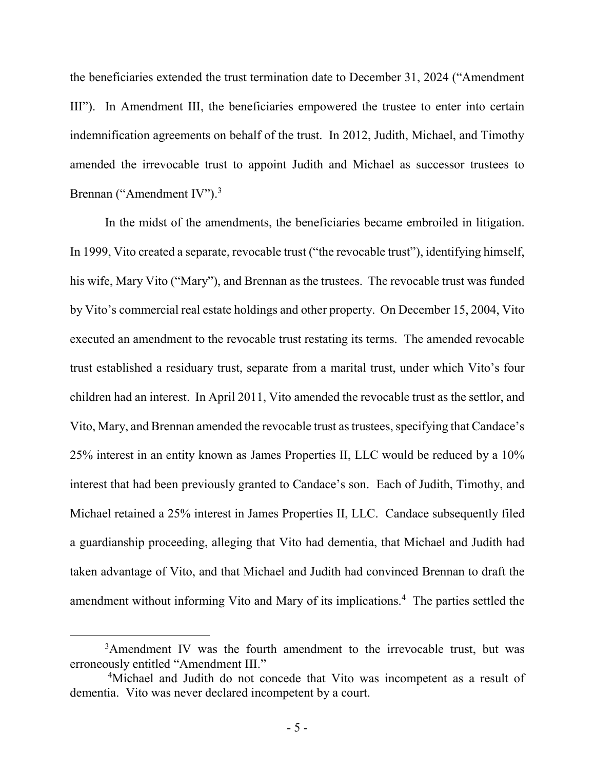the beneficiaries extended the trust termination date to December 31, 2024 ("Amendment III"). In Amendment III, the beneficiaries empowered the trustee to enter into certain indemnification agreements on behalf of the trust. In 2012, Judith, Michael, and Timothy amended the irrevocable trust to appoint Judith and Michael as successor trustees to Brennan ("Amendment IV").[3]

In the midst of the amendments, the beneficiaries became embroiled in litigation. In 1999, Vito created a separate, revocable trust ("the revocable trust"), identifying himself, his wife, Mary Vito ("Mary"), and Brennan as the trustees. The revocable trust was funded by Vito's commercial real estate holdings and other property. On December 15, 2004, Vito executed an amendment to the revocable trust restating its terms. The amended revocable trust established a residuary trust, separate from a marital trust, under which Vito's four children had an interest. In April 2011, Vito amended the revocable trust as the settlor, and Vito, Mary, and Brennan amended the revocable trust as trustees, specifying that Candace's 25% interest in an entity known as James Properties II, LLC would be reduced by a 10% interest that had been previously granted to Candace's son. Each of Judith, Timothy, and Michael retained a 25% interest in James Properties II, LLC. Candace subsequently filed a guardianship proceeding, alleging that Vito had dementia, that Michael and Judith had taken advantage of Vito, and that Michael and Judith had convinced Brennan to draft the amendment without informing Vito and Mary of its implications.[4] The parties settled the

---

[3] Amendment IV was the fourth amendment to the irrevocable trust, but was erroneously entitled "Amendment III."

[4] Michael and Judith do not concede that Vito was incompetent as a result of dementia. Vito was never declared incompetent by a court.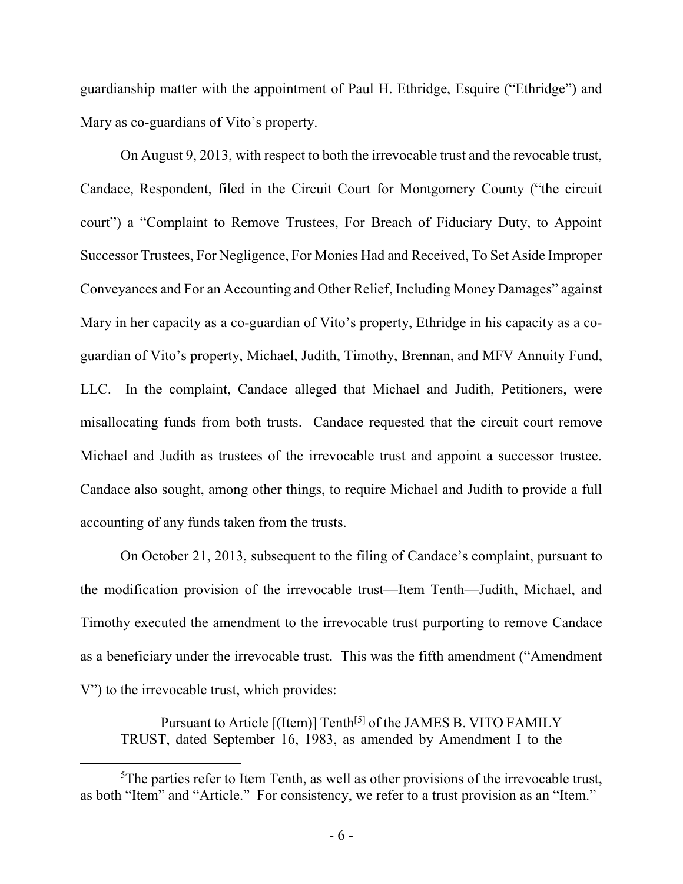guardianship matter with the appointment of Paul H. Ethridge, Esquire ("Ethridge") and Mary as co-guardians of Vito's property.

On August 9, 2013, with respect to both the irrevocable trust and the revocable trust, Candace, Respondent, filed in the Circuit Court for Montgomery County ("the circuit court") a "Complaint to Remove Trustees, For Breach of Fiduciary Duty, to Appoint Successor Trustees, For Negligence, For Monies Had and Received, To Set Aside Improper Conveyances and For an Accounting and Other Relief, Including Money Damages" against Mary in her capacity as a co-guardian of Vito's property, Ethridge in his capacity as a co-guardian of Vito's property, Michael, Judith, Timothy, Brennan, and MFV Annuity Fund, LLC. In the complaint, Candace alleged that Michael and Judith, Petitioners, were misallocating funds from both trusts. Candace requested that the circuit court remove Michael and Judith as trustees of the irrevocable trust and appoint a successor trustee. Candace also sought, among other things, to require Michael and Judith to provide a full accounting of any funds taken from the trusts.

On October 21, 2013, subsequent to the filing of Candace's complaint, pursuant to the modification provision of the irrevocable trust—Item Tenth—Judith, Michael, and Timothy executed the amendment to the irrevocable trust purporting to remove Candace as a beneficiary under the irrevocable trust. This was the fifth amendment ("Amendment V") to the irrevocable trust, which provides:

> Pursuant to Article [(Item)] Tenth[5] of the JAMES B. VITO FAMILY TRUST, dated September 16, 1983, as amended by Amendment I to the

[5] The parties refer to Item Tenth, as well as other provisions of the irrevocable trust, as both "Item" and "Article." For consistency, we refer to a trust provision as an "Item."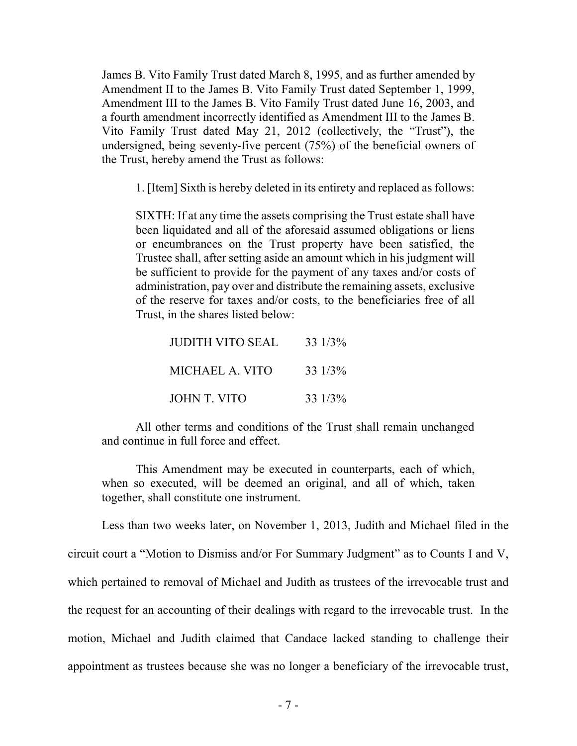> James B. Vito Family Trust dated March 8, 1995, and as further amended by Amendment II to the James B. Vito Family Trust dated September 1, 1999, Amendment III to the James B. Vito Family Trust dated June 16, 2003, and a fourth amendment incorrectly identified as Amendment III to the James B. Vito Family Trust dated May 21, 2012 (collectively, the "Trust"), the undersigned, being seventy-five percent (75%) of the beneficial owners of the Trust, hereby amend the Trust as follows:
>
> 1. [Item] Sixth is hereby deleted in its entirety and replaced as follows:
>
> SIXTH: If at any time the assets comprising the Trust estate shall have been liquidated and all of the aforesaid assumed obligations or liens or encumbrances on the Trust property have been satisfied, the Trustee shall, after setting aside an amount which in his judgment will be sufficient to provide for the payment of any taxes and/or costs of administration, pay over and distribute the remaining assets, exclusive of the reserve for taxes and/or costs, to the beneficiaries free of all Trust, in the shares listed below:
>
> | | |
> |---|---|
> | JUDITH VITO SEAL | 33 1/3% |
> | MICHAEL A. VITO | 33 1/3% |
> | JOHN T. VITO | 33 1/3% |
>
> All other terms and conditions of the Trust shall remain unchanged and continue in full force and effect.
>
> This Amendment may be executed in counterparts, each of which, when so executed, will be deemed an original, and all of which, taken together, shall constitute one instrument.

Less than two weeks later, on November 1, 2013, Judith and Michael filed in the circuit court a "Motion to Dismiss and/or For Summary Judgment" as to Counts I and V, which pertained to removal of Michael and Judith as trustees of the irrevocable trust and the request for an accounting of their dealings with regard to the irrevocable trust. In the motion, Michael and Judith claimed that Candace lacked standing to challenge their appointment as trustees because she was no longer a beneficiary of the irrevocable trust,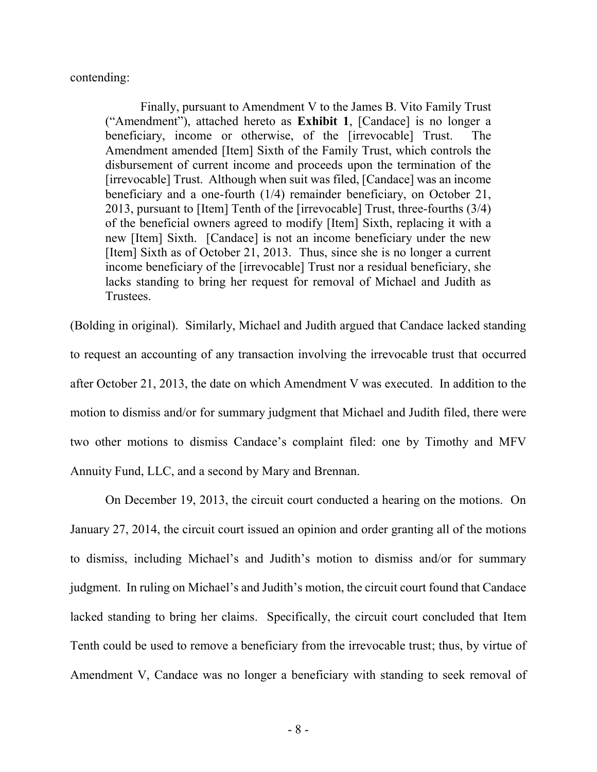contending:

> Finally, pursuant to Amendment V to the James B. Vito Family Trust ("Amendment"), attached hereto as **Exhibit 1**, [Candace] is no longer a beneficiary, income or otherwise, of the [irrevocable] Trust. The Amendment amended [Item] Sixth of the Family Trust, which controls the disbursement of current income and proceeds upon the termination of the [irrevocable] Trust. Although when suit was filed, [Candace] was an income beneficiary and a one-fourth (1/4) remainder beneficiary, on October 21, 2013, pursuant to [Item] Tenth of the [irrevocable] Trust, three-fourths (3/4) of the beneficial owners agreed to modify [Item] Sixth, replacing it with a new [Item] Sixth. [Candace] is not an income beneficiary under the new [Item] Sixth as of October 21, 2013. Thus, since she is no longer a current income beneficiary of the [irrevocable] Trust nor a residual beneficiary, she lacks standing to bring her request for removal of Michael and Judith as Trustees.

(Bolding in original). Similarly, Michael and Judith argued that Candace lacked standing to request an accounting of any transaction involving the irrevocable trust that occurred after October 21, 2013, the date on which Amendment V was executed. In addition to the motion to dismiss and/or for summary judgment that Michael and Judith filed, there were two other motions to dismiss Candace's complaint filed: one by Timothy and MFV Annuity Fund, LLC, and a second by Mary and Brennan.

On December 19, 2013, the circuit court conducted a hearing on the motions. On January 27, 2014, the circuit court issued an opinion and order granting all of the motions to dismiss, including Michael's and Judith's motion to dismiss and/or for summary judgment. In ruling on Michael's and Judith's motion, the circuit court found that Candace lacked standing to bring her claims. Specifically, the circuit court concluded that Item Tenth could be used to remove a beneficiary from the irrevocable trust; thus, by virtue of Amendment V, Candace was no longer a beneficiary with standing to seek removal of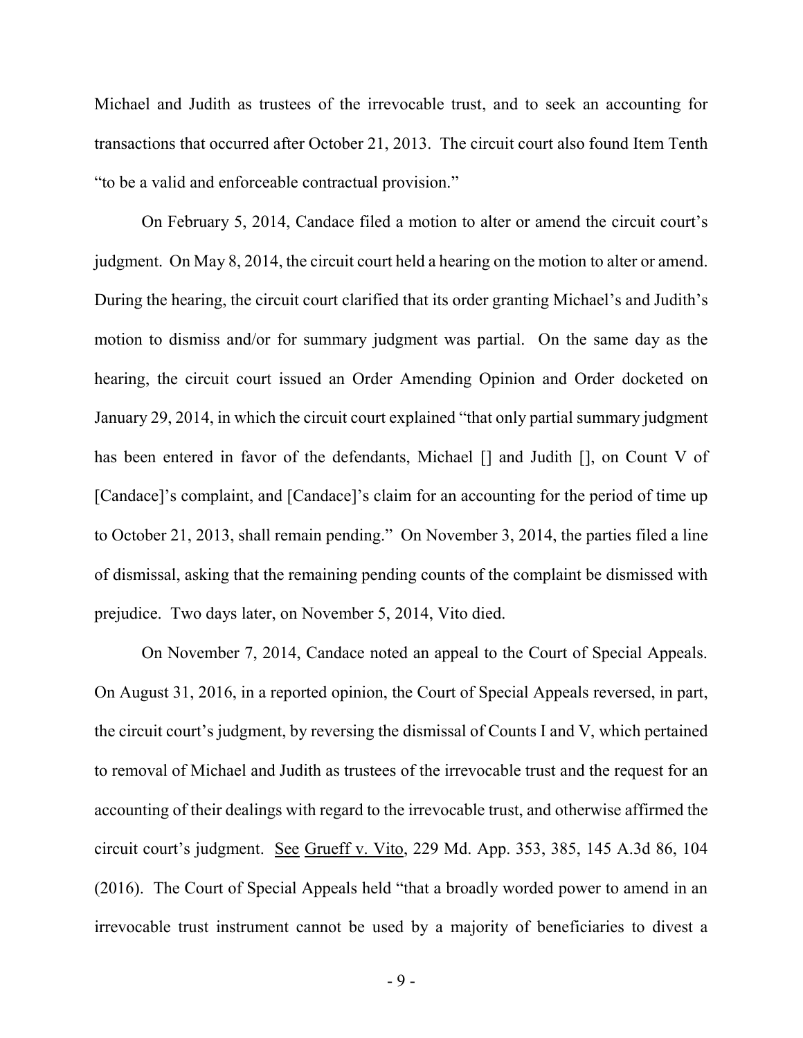Michael and Judith as trustees of the irrevocable trust, and to seek an accounting for transactions that occurred after October 21, 2013. The circuit court also found Item Tenth "to be a valid and enforceable contractual provision."

On February 5, 2014, Candace filed a motion to alter or amend the circuit court's judgment. On May 8, 2014, the circuit court held a hearing on the motion to alter or amend. During the hearing, the circuit court clarified that its order granting Michael's and Judith's motion to dismiss and/or for summary judgment was partial. On the same day as the hearing, the circuit court issued an Order Amending Opinion and Order docketed on January 29, 2014, in which the circuit court explained "that only partial summary judgment has been entered in favor of the defendants, Michael [] and Judith [], on Count V of [Candace]'s complaint, and [Candace]'s claim for an accounting for the period of time up to October 21, 2013, shall remain pending." On November 3, 2014, the parties filed a line of dismissal, asking that the remaining pending counts of the complaint be dismissed with prejudice. Two days later, on November 5, 2014, Vito died.

On November 7, 2014, Candace noted an appeal to the Court of Special Appeals. On August 31, 2016, in a reported opinion, the Court of Special Appeals reversed, in part, the circuit court's judgment, by reversing the dismissal of Counts I and V, which pertained to removal of Michael and Judith as trustees of the irrevocable trust and the request for an accounting of their dealings with regard to the irrevocable trust, and otherwise affirmed the circuit court's judgment. See Grueff v. Vito, 229 Md. App. 353, 385, 145 A.3d 86, 104 (2016). The Court of Special Appeals held "that a broadly worded power to amend in an irrevocable trust instrument cannot be used by a majority of beneficiaries to divest a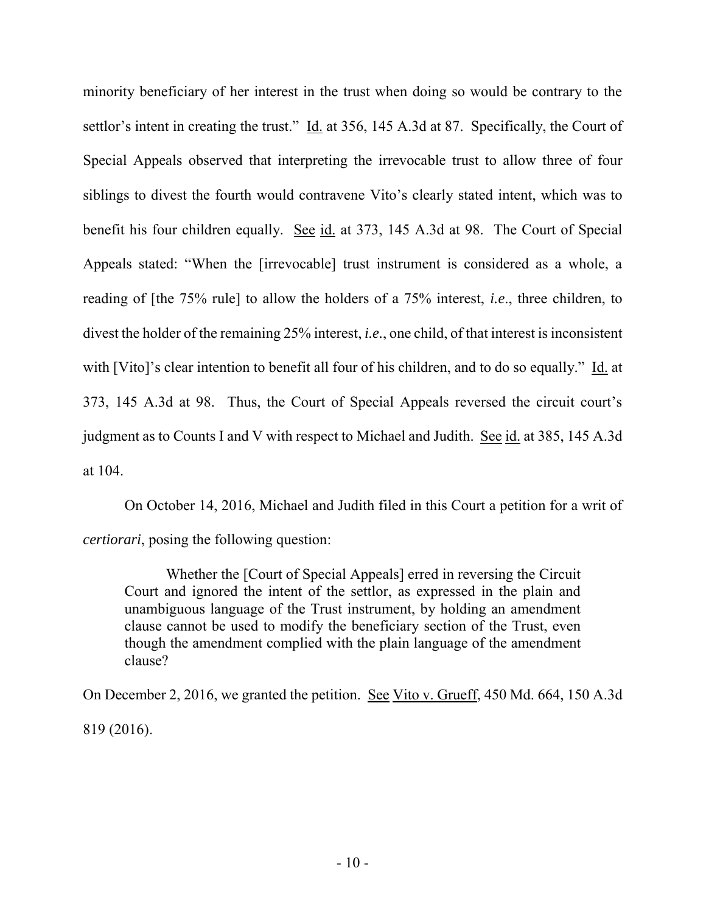minority beneficiary of her interest in the trust when doing so would be contrary to the settlor's intent in creating the trust." Id. at 356, 145 A.3d at 87. Specifically, the Court of Special Appeals observed that interpreting the irrevocable trust to allow three of four siblings to divest the fourth would contravene Vito's clearly stated intent, which was to benefit his four children equally. See id. at 373, 145 A.3d at 98. The Court of Special Appeals stated: "When the [irrevocable] trust instrument is considered as a whole, a reading of [the 75% rule] to allow the holders of a 75% interest, *i.e.*, three children, to divest the holder of the remaining 25% interest, *i.e.*, one child, of that interest is inconsistent with [Vito]'s clear intention to benefit all four of his children, and to do so equally." Id. at 373, 145 A.3d at 98. Thus, the Court of Special Appeals reversed the circuit court's judgment as to Counts I and V with respect to Michael and Judith. See id. at 385, 145 A.3d at 104.

On October 14, 2016, Michael and Judith filed in this Court a petition for a writ of *certiorari*, posing the following question:

> Whether the [Court of Special Appeals] erred in reversing the Circuit Court and ignored the intent of the settlor, as expressed in the plain and unambiguous language of the Trust instrument, by holding an amendment clause cannot be used to modify the beneficiary section of the Trust, even though the amendment complied with the plain language of the amendment clause?

On December 2, 2016, we granted the petition. See Vito v. Grueff, 450 Md. 664, 150 A.3d 819 (2016).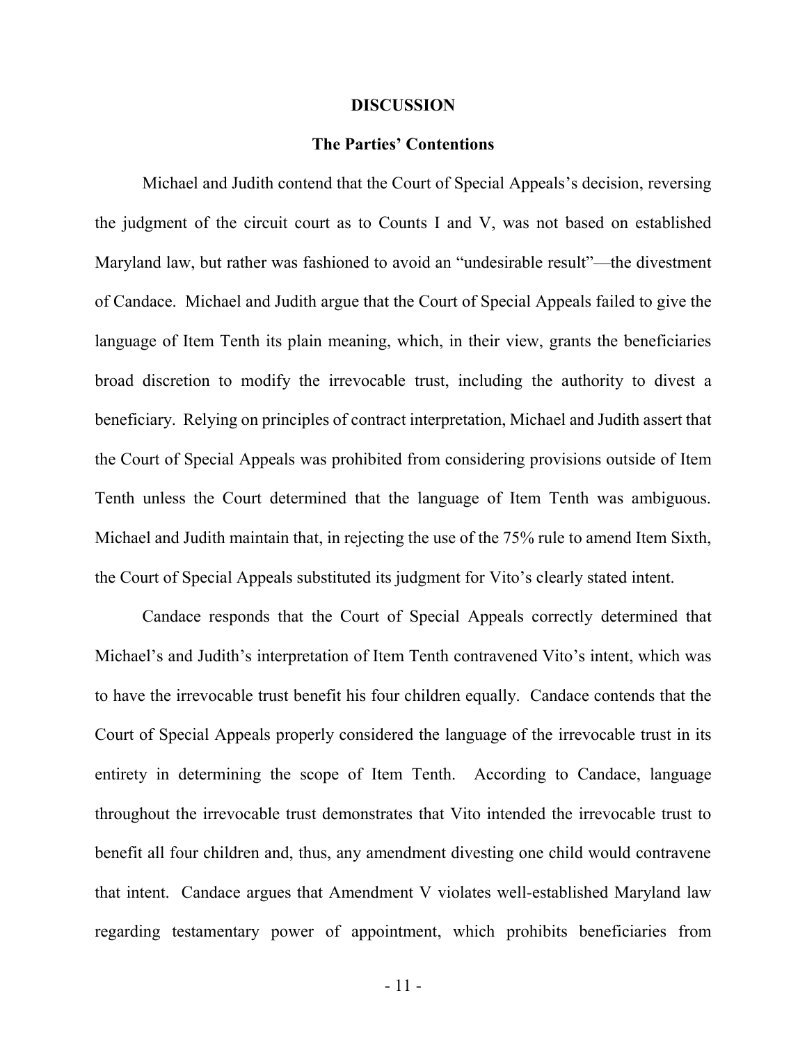## DISCUSSION

### The Parties' Contentions

Michael and Judith contend that the Court of Special Appeals's decision, reversing the judgment of the circuit court as to Counts I and V, was not based on established Maryland law, but rather was fashioned to avoid an "undesirable result"—the divestment of Candace. Michael and Judith argue that the Court of Special Appeals failed to give the language of Item Tenth its plain meaning, which, in their view, grants the beneficiaries broad discretion to modify the irrevocable trust, including the authority to divest a beneficiary. Relying on principles of contract interpretation, Michael and Judith assert that the Court of Special Appeals was prohibited from considering provisions outside of Item Tenth unless the Court determined that the language of Item Tenth was ambiguous. Michael and Judith maintain that, in rejecting the use of the 75% rule to amend Item Sixth, the Court of Special Appeals substituted its judgment for Vito's clearly stated intent.

Candace responds that the Court of Special Appeals correctly determined that Michael's and Judith's interpretation of Item Tenth contravened Vito's intent, which was to have the irrevocable trust benefit his four children equally. Candace contends that the Court of Special Appeals properly considered the language of the irrevocable trust in its entirety in determining the scope of Item Tenth. According to Candace, language throughout the irrevocable trust demonstrates that Vito intended the irrevocable trust to benefit all four children and, thus, any amendment divesting one child would contravene that intent. Candace argues that Amendment V violates well-established Maryland law regarding testamentary power of appointment, which prohibits beneficiaries from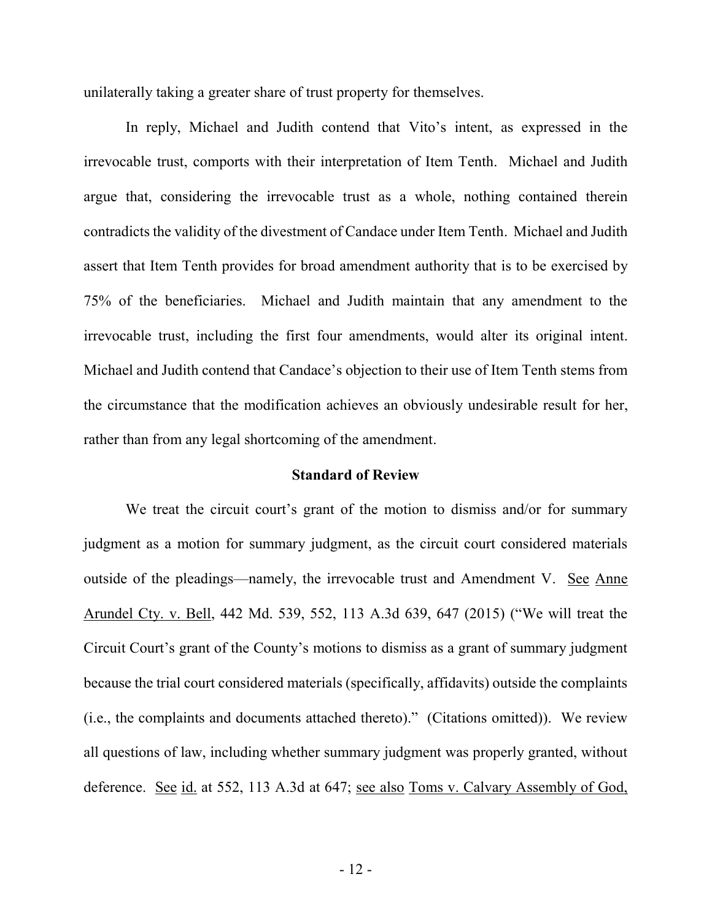unilaterally taking a greater share of trust property for themselves.

In reply, Michael and Judith contend that Vito's intent, as expressed in the irrevocable trust, comports with their interpretation of Item Tenth. Michael and Judith argue that, considering the irrevocable trust as a whole, nothing contained therein contradicts the validity of the divestment of Candace under Item Tenth. Michael and Judith assert that Item Tenth provides for broad amendment authority that is to be exercised by 75% of the beneficiaries. Michael and Judith maintain that any amendment to the irrevocable trust, including the first four amendments, would alter its original intent. Michael and Judith contend that Candace's objection to their use of Item Tenth stems from the circumstance that the modification achieves an obviously undesirable result for her, rather than from any legal shortcoming of the amendment.

**Standard of Review**

We treat the circuit court's grant of the motion to dismiss and/or for summary judgment as a motion for summary judgment, as the circuit court considered materials outside of the pleadings—namely, the irrevocable trust and Amendment V. See Anne Arundel Cty. v. Bell, 442 Md. 539, 552, 113 A.3d 639, 647 (2015) ("We will treat the Circuit Court's grant of the County's motions to dismiss as a grant of summary judgment because the trial court considered materials (specifically, affidavits) outside the complaints (i.e., the complaints and documents attached thereto)." (Citations omitted)). We review all questions of law, including whether summary judgment was properly granted, without deference. See id. at 552, 113 A.3d at 647; see also Toms v. Calvary Assembly of God,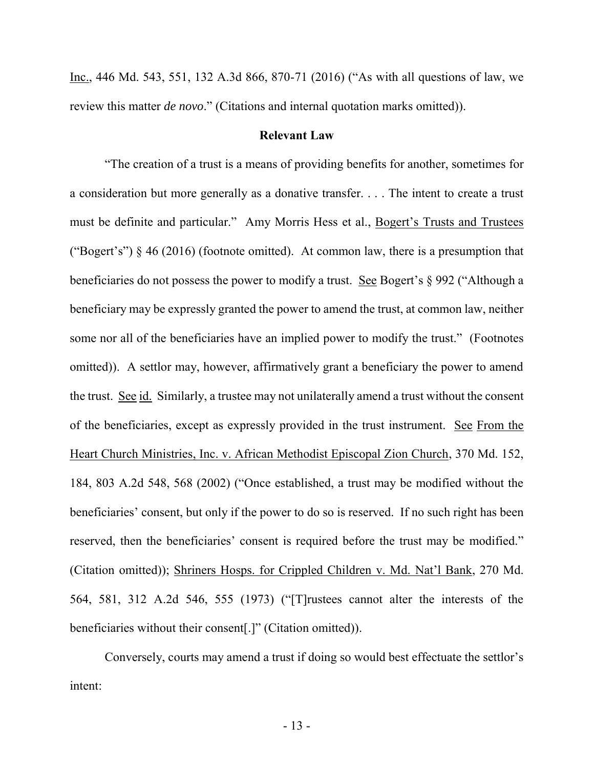Inc., 446 Md. 543, 551, 132 A.3d 866, 870-71 (2016) ("As with all questions of law, we review this matter *de novo*." (Citations and internal quotation marks omitted)).

**Relevant Law**

"The creation of a trust is a means of providing benefits for another, sometimes for a consideration but more generally as a donative transfer. . . . The intent to create a trust must be definite and particular." Amy Morris Hess et al., Bogert's Trusts and Trustees ("Bogert's") § 46 (2016) (footnote omitted). At common law, there is a presumption that beneficiaries do not possess the power to modify a trust. See Bogert's § 992 ("Although a beneficiary may be expressly granted the power to amend the trust, at common law, neither some nor all of the beneficiaries have an implied power to modify the trust." (Footnotes omitted)). A settlor may, however, affirmatively grant a beneficiary the power to amend the trust. See id. Similarly, a trustee may not unilaterally amend a trust without the consent of the beneficiaries, except as expressly provided in the trust instrument. See From the Heart Church Ministries, Inc. v. African Methodist Episcopal Zion Church, 370 Md. 152, 184, 803 A.2d 548, 568 (2002) ("Once established, a trust may be modified without the beneficiaries' consent, but only if the power to do so is reserved. If no such right has been reserved, then the beneficiaries' consent is required before the trust may be modified." (Citation omitted)); Shriners Hosps. for Crippled Children v. Md. Nat'l Bank, 270 Md. 564, 581, 312 A.2d 546, 555 (1973) ("[T]rustees cannot alter the interests of the beneficiaries without their consent[.]" (Citation omitted)).

Conversely, courts may amend a trust if doing so would best effectuate the settlor's intent: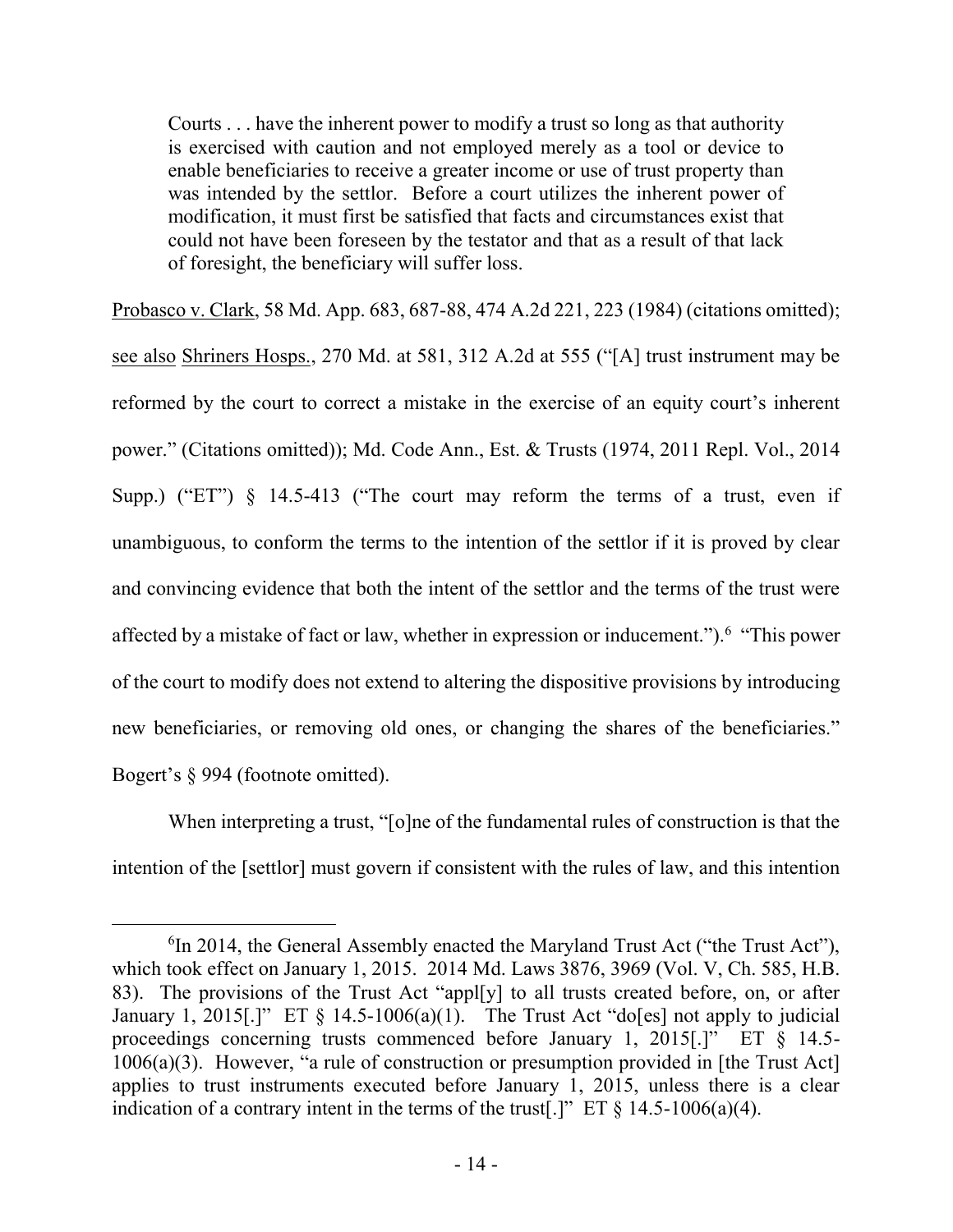> Courts . . . have the inherent power to modify a trust so long as that authority is exercised with caution and not employed merely as a tool or device to enable beneficiaries to receive a greater income or use of trust property than was intended by the settlor. Before a court utilizes the inherent power of modification, it must first be satisfied that facts and circumstances exist that could not have been foreseen by the testator and that as a result of that lack of foresight, the beneficiary will suffer loss.

Probasco v. Clark, 58 Md. App. 683, 687-88, 474 A.2d 221, 223 (1984) (citations omitted); see also Shriners Hosps., 270 Md. at 581, 312 A.2d at 555 ("[A] trust instrument may be reformed by the court to correct a mistake in the exercise of an equity court's inherent power." (Citations omitted)); Md. Code Ann., Est. & Trusts (1974, 2011 Repl. Vol., 2014 Supp.) ("ET") § 14.5-413 ("The court may reform the terms of a trust, even if unambiguous, to conform the terms to the intention of the settlor if it is proved by clear and convincing evidence that both the intent of the settlor and the terms of the trust were affected by a mistake of fact or law, whether in expression or inducement.").[6] "This power of the court to modify does not extend to altering the dispositive provisions by introducing new beneficiaries, or removing old ones, or changing the shares of the beneficiaries." Bogert's § 994 (footnote omitted).

When interpreting a trust, "[o]ne of the fundamental rules of construction is that the intention of the [settlor] must govern if consistent with the rules of law, and this intention

---

[6] In 2014, the General Assembly enacted the Maryland Trust Act ("the Trust Act"), which took effect on January 1, 2015. 2014 Md. Laws 3876, 3969 (Vol. V, Ch. 585, H.B. 83). The provisions of the Trust Act "appl[y] to all trusts created before, on, or after January 1, 2015[.]" ET § 14.5-1006(a)(1). The Trust Act "do[es] not apply to judicial proceedings concerning trusts commenced before January 1, 2015[.]" ET § 14.5-1006(a)(3). However, "a rule of construction or presumption provided in [the Trust Act] applies to trust instruments executed before January 1, 2015, unless there is a clear indication of a contrary intent in the terms of the trust[.]" ET § 14.5-1006(a)(4).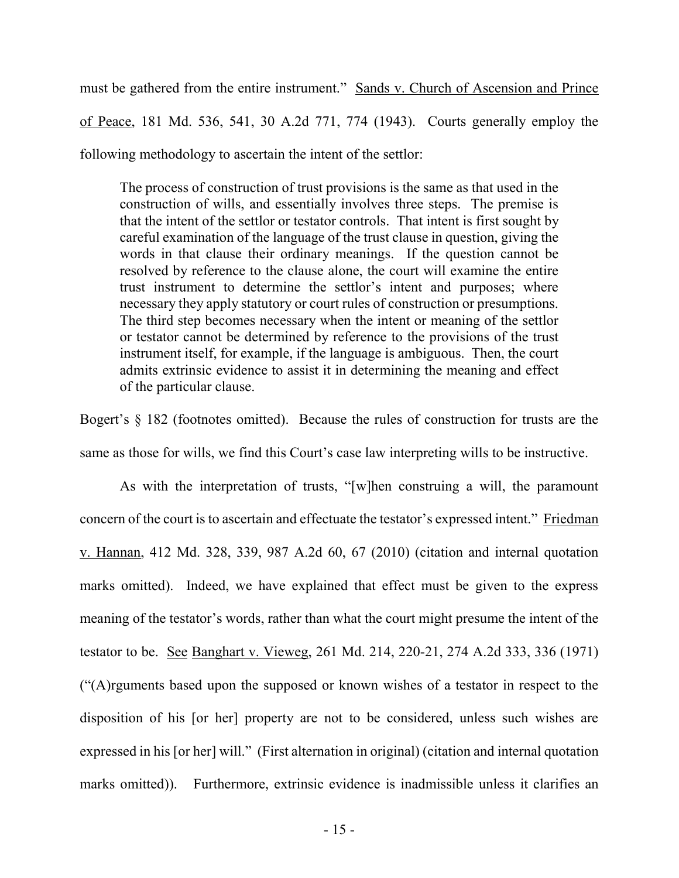must be gathered from the entire instrument." Sands v. Church of Ascension and Prince of Peace, 181 Md. 536, 541, 30 A.2d 771, 774 (1943). Courts generally employ the following methodology to ascertain the intent of the settlor:

> The process of construction of trust provisions is the same as that used in the construction of wills, and essentially involves three steps. The premise is that the intent of the settlor or testator controls. That intent is first sought by careful examination of the language of the trust clause in question, giving the words in that clause their ordinary meanings. If the question cannot be resolved by reference to the clause alone, the court will examine the entire trust instrument to determine the settlor's intent and purposes; where necessary they apply statutory or court rules of construction or presumptions. The third step becomes necessary when the intent or meaning of the settlor or testator cannot be determined by reference to the provisions of the trust instrument itself, for example, if the language is ambiguous. Then, the court admits extrinsic evidence to assist it in determining the meaning and effect of the particular clause.

Bogert's § 182 (footnotes omitted). Because the rules of construction for trusts are the same as those for wills, we find this Court's case law interpreting wills to be instructive.

As with the interpretation of trusts, "[w]hen construing a will, the paramount concern of the court is to ascertain and effectuate the testator's expressed intent." Friedman v. Hannan, 412 Md. 328, 339, 987 A.2d 60, 67 (2010) (citation and internal quotation marks omitted). Indeed, we have explained that effect must be given to the express meaning of the testator's words, rather than what the court might presume the intent of the testator to be. See Banghart v. Vieweg, 261 Md. 214, 220-21, 274 A.2d 333, 336 (1971) ("(A)rguments based upon the supposed or known wishes of a testator in respect to the disposition of his [or her] property are not to be considered, unless such wishes are expressed in his [or her] will." (First alternation in original) (citation and internal quotation marks omitted)). Furthermore, extrinsic evidence is inadmissible unless it clarifies an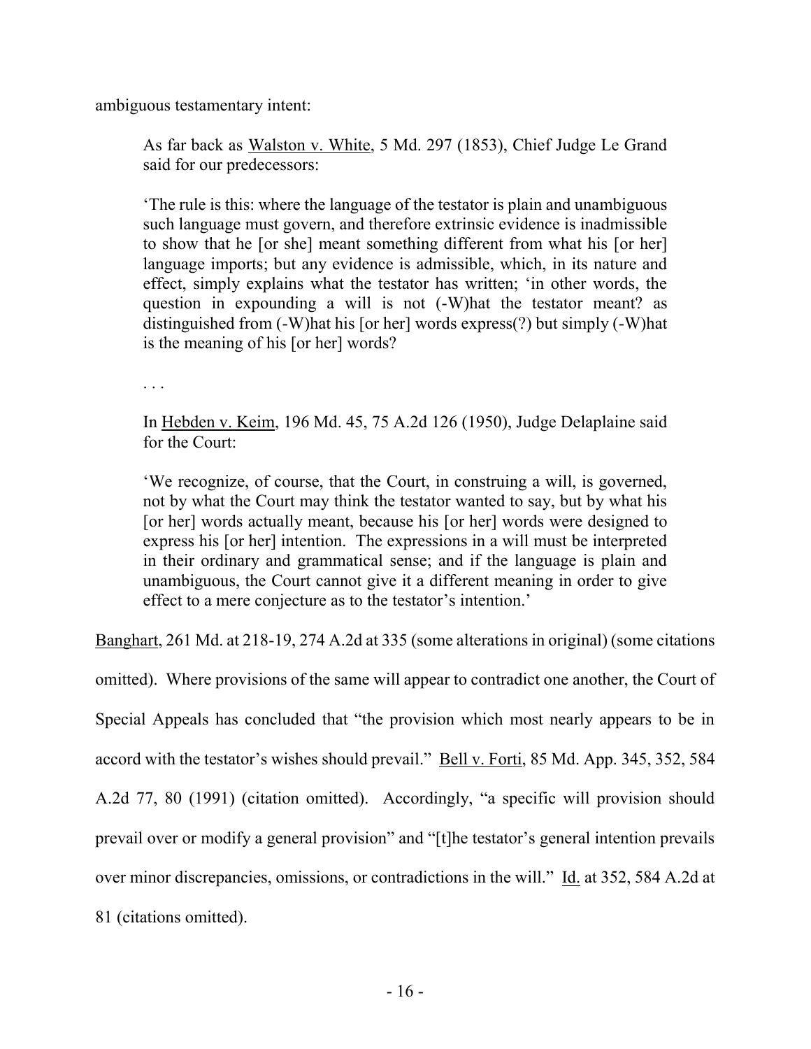ambiguous testamentary intent:

> As far back as Walston v. White, 5 Md. 297 (1853), Chief Judge Le Grand said for our predecessors:
>
> 'The rule is this: where the language of the testator is plain and unambiguous such language must govern, and therefore extrinsic evidence is inadmissible to show that he [or she] meant something different from what his [or her] language imports; but any evidence is admissible, which, in its nature and effect, simply explains what the testator has written; 'in other words, the question in expounding a will is not (-W)hat the testator meant? as distinguished from (-W)hat his [or her] words express(?) but simply (-W)hat is the meaning of his [or her] words?
>
> . . .
>
> In Hebden v. Keim, 196 Md. 45, 75 A.2d 126 (1950), Judge Delaplaine said for the Court:
>
> 'We recognize, of course, that the Court, in construing a will, is governed, not by what the Court may think the testator wanted to say, but by what his [or her] words actually meant, because his [or her] words were designed to express his [or her] intention. The expressions in a will must be interpreted in their ordinary and grammatical sense; and if the language is plain and unambiguous, the Court cannot give it a different meaning in order to give effect to a mere conjecture as to the testator's intention.'

Banghart, 261 Md. at 218-19, 274 A.2d at 335 (some alterations in original) (some citations omitted). Where provisions of the same will appear to contradict one another, the Court of Special Appeals has concluded that "the provision which most nearly appears to be in accord with the testator's wishes should prevail." Bell v. Forti, 85 Md. App. 345, 352, 584 A.2d 77, 80 (1991) (citation omitted). Accordingly, "a specific will provision should prevail over or modify a general provision" and "[t]he testator's general intention prevails over minor discrepancies, omissions, or contradictions in the will." Id. at 352, 584 A.2d at 81 (citations omitted).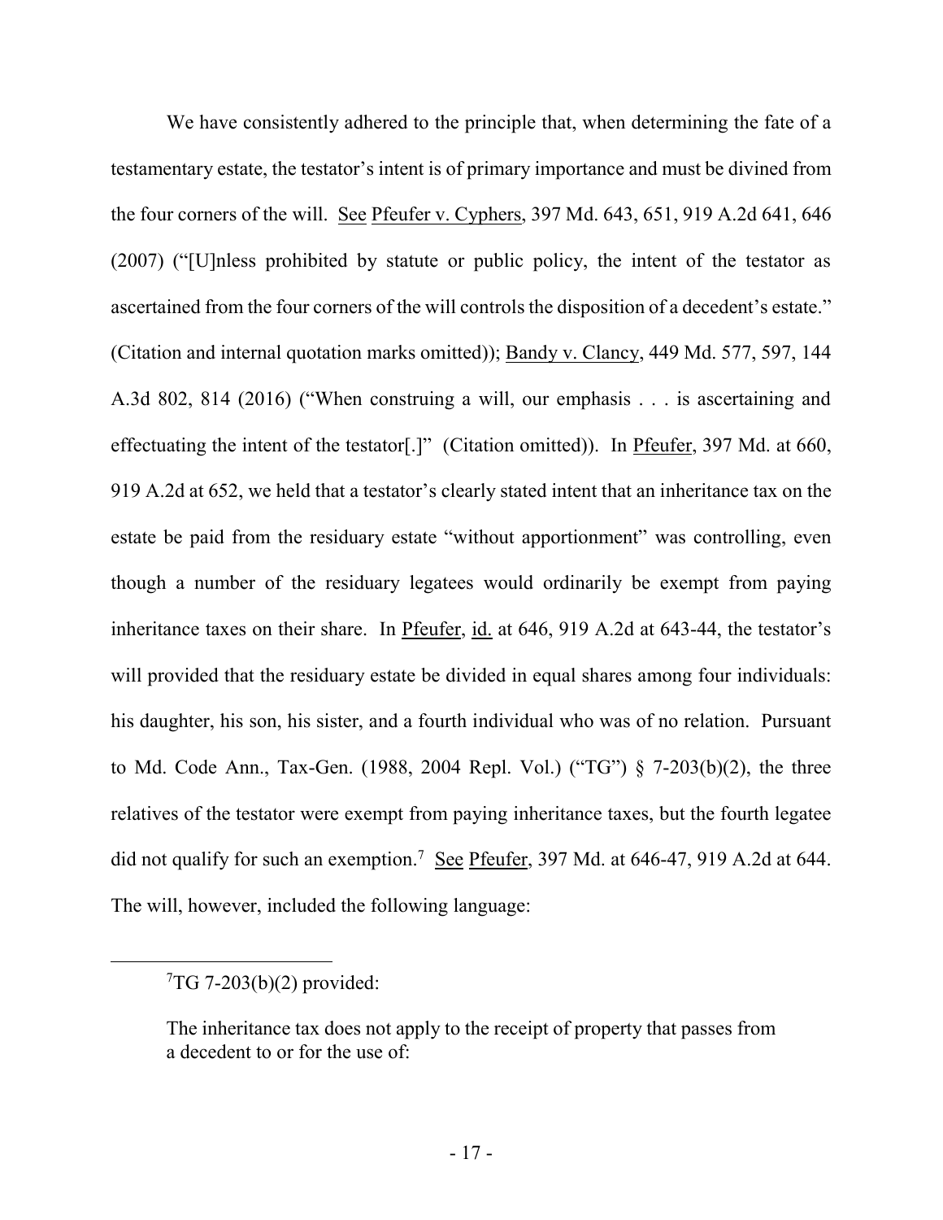We have consistently adhered to the principle that, when determining the fate of a testamentary estate, the testator's intent is of primary importance and must be divined from the four corners of the will. See Pfeufer v. Cyphers, 397 Md. 643, 651, 919 A.2d 641, 646 (2007) ("[U]nless prohibited by statute or public policy, the intent of the testator as ascertained from the four corners of the will controls the disposition of a decedent's estate." (Citation and internal quotation marks omitted)); Bandy v. Clancy, 449 Md. 577, 597, 144 A.3d 802, 814 (2016) ("When construing a will, our emphasis . . . is ascertaining and effectuating the intent of the testator[.]" (Citation omitted)). In Pfeufer, 397 Md. at 660, 919 A.2d at 652, we held that a testator's clearly stated intent that an inheritance tax on the estate be paid from the residuary estate "without apportionment" was controlling, even though a number of the residuary legatees would ordinarily be exempt from paying inheritance taxes on their share. In Pfeufer, id. at 646, 919 A.2d at 643-44, the testator's will provided that the residuary estate be divided in equal shares among four individuals: his daughter, his son, his sister, and a fourth individual who was of no relation. Pursuant to Md. Code Ann., Tax-Gen. (1988, 2004 Repl. Vol.) ("TG") § 7-203(b)(2), the three relatives of the testator were exempt from paying inheritance taxes, but the fourth legatee did not qualify for such an exemption.[7] See Pfeufer, 397 Md. at 646-47, 919 A.2d at 644. The will, however, included the following language:

---

[7]TG 7-203(b)(2) provided:

> The inheritance tax does not apply to the receipt of property that passes from a decedent to or for the use of: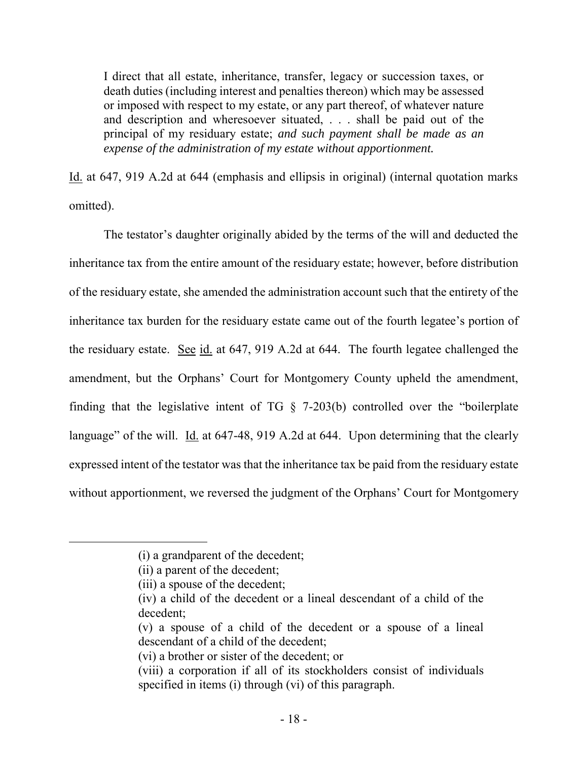> I direct that all estate, inheritance, transfer, legacy or succession taxes, or death duties (including interest and penalties thereon) which may be assessed or imposed with respect to my estate, or any part thereof, of whatever nature and description and wheresoever situated, . . . shall be paid out of the principal of my residuary estate; *and such payment shall be made as an expense of the administration of my estate without apportionment.*

Id. at 647, 919 A.2d at 644 (emphasis and ellipsis in original) (internal quotation marks omitted).

The testator's daughter originally abided by the terms of the will and deducted the inheritance tax from the entire amount of the residuary estate; however, before distribution of the residuary estate, she amended the administration account such that the entirety of the inheritance tax burden for the residuary estate came out of the fourth legatee's portion of the residuary estate. See id. at 647, 919 A.2d at 644. The fourth legatee challenged the amendment, but the Orphans' Court for Montgomery County upheld the amendment, finding that the legislative intent of TG § 7-203(b) controlled over the "boilerplate language" of the will. Id. at 647-48, 919 A.2d at 644. Upon determining that the clearly expressed intent of the testator was that the inheritance tax be paid from the residuary estate without apportionment, we reversed the judgment of the Orphans' Court for Montgomery

---

> (i) a grandparent of the decedent;
> (ii) a parent of the decedent;
> (iii) a spouse of the decedent;
> (iv) a child of the decedent or a lineal descendant of a child of the decedent;
> (v) a spouse of a child of the decedent or a spouse of a lineal descendant of a child of the decedent;
> (vi) a brother or sister of the decedent; or
> (viii) a corporation if all of its stockholders consist of individuals specified in items (i) through (vi) of this paragraph.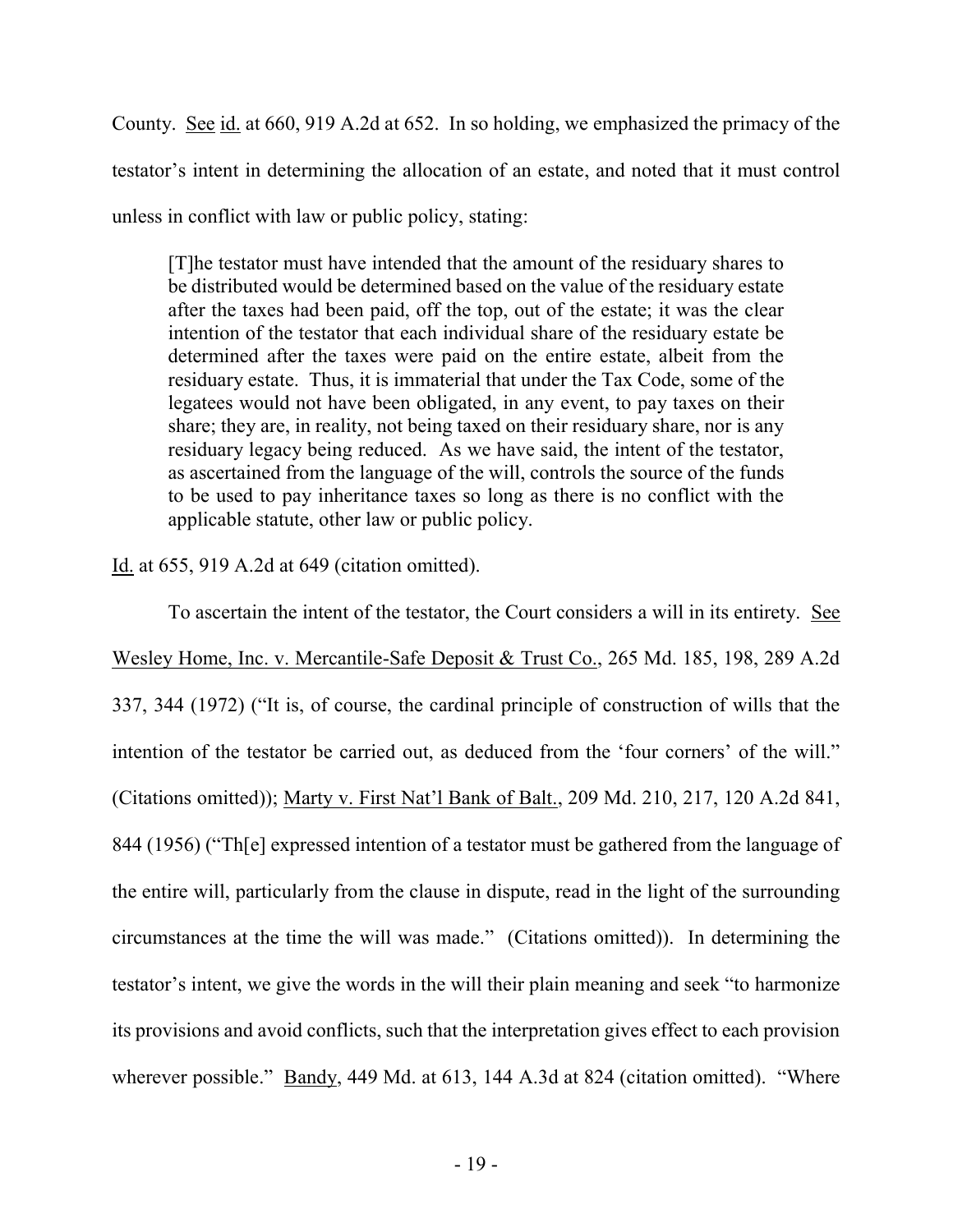County. See id. at 660, 919 A.2d at 652. In so holding, we emphasized the primacy of the testator's intent in determining the allocation of an estate, and noted that it must control unless in conflict with law or public policy, stating:

> [T]he testator must have intended that the amount of the residuary shares to be distributed would be determined based on the value of the residuary estate after the taxes had been paid, off the top, out of the estate; it was the clear intention of the testator that each individual share of the residuary estate be determined after the taxes were paid on the entire estate, albeit from the residuary estate. Thus, it is immaterial that under the Tax Code, some of the legatees would not have been obligated, in any event, to pay taxes on their share; they are, in reality, not being taxed on their residuary share, nor is any residuary legacy being reduced. As we have said, the intent of the testator, as ascertained from the language of the will, controls the source of the funds to be used to pay inheritance taxes so long as there is no conflict with the applicable statute, other law or public policy.

Id. at 655, 919 A.2d at 649 (citation omitted).

To ascertain the intent of the testator, the Court considers a will in its entirety. See Wesley Home, Inc. v. Mercantile-Safe Deposit & Trust Co., 265 Md. 185, 198, 289 A.2d 337, 344 (1972) ("It is, of course, the cardinal principle of construction of wills that the intention of the testator be carried out, as deduced from the 'four corners' of the will." (Citations omitted)); Marty v. First Nat'l Bank of Balt., 209 Md. 210, 217, 120 A.2d 841, 844 (1956) ("Th[e] expressed intention of a testator must be gathered from the language of the entire will, particularly from the clause in dispute, read in the light of the surrounding circumstances at the time the will was made." (Citations omitted)). In determining the testator's intent, we give the words in the will their plain meaning and seek "to harmonize its provisions and avoid conflicts, such that the interpretation gives effect to each provision wherever possible." Bandy, 449 Md. at 613, 144 A.3d at 824 (citation omitted). "Where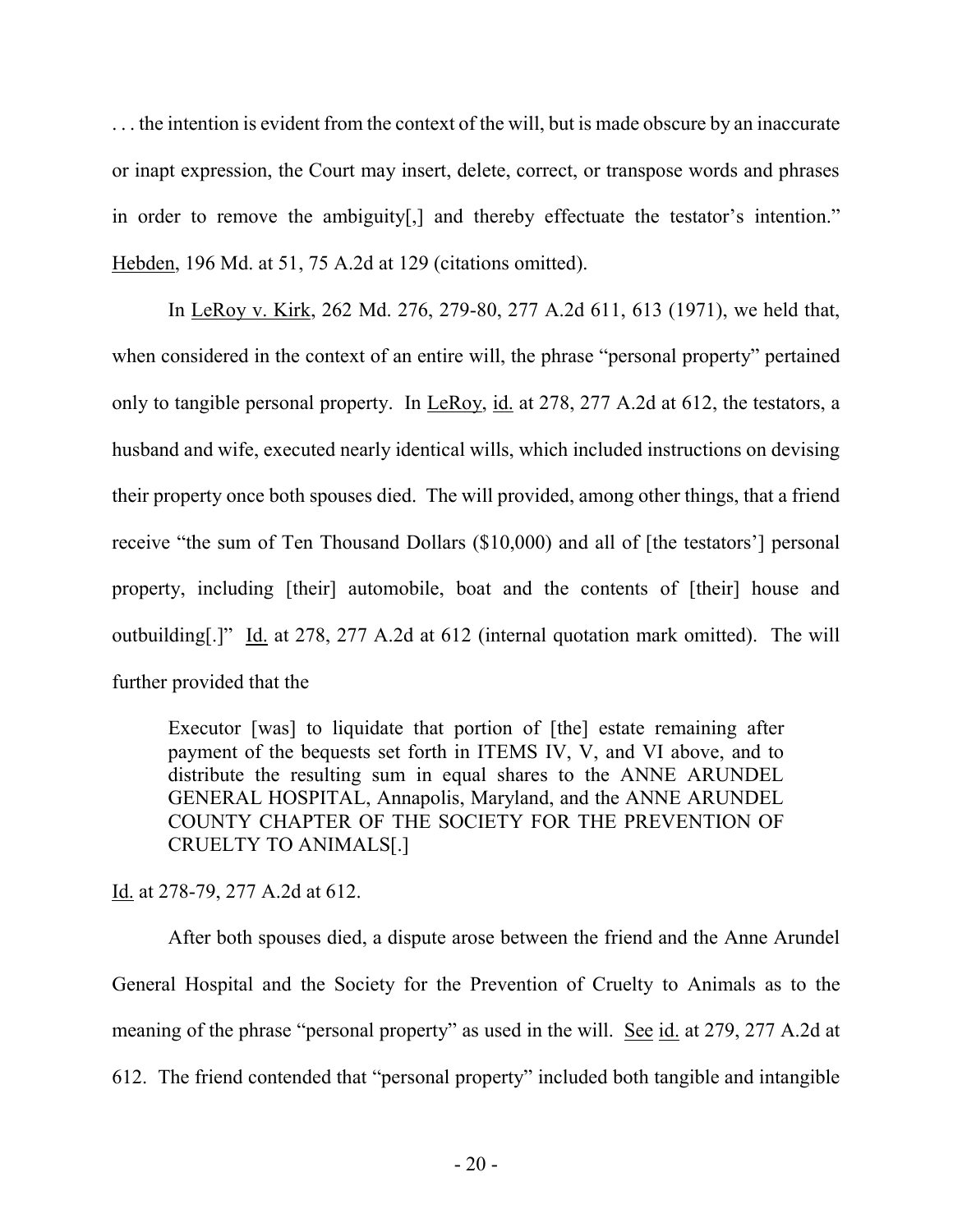. . . the intention is evident from the context of the will, but is made obscure by an inaccurate or inapt expression, the Court may insert, delete, correct, or transpose words and phrases in order to remove the ambiguity[,] and thereby effectuate the testator's intention." Hebden, 196 Md. at 51, 75 A.2d at 129 (citations omitted).

In LeRoy v. Kirk, 262 Md. 276, 279-80, 277 A.2d 611, 613 (1971), we held that, when considered in the context of an entire will, the phrase "personal property" pertained only to tangible personal property. In LeRoy, id. at 278, 277 A.2d at 612, the testators, a husband and wife, executed nearly identical wills, which included instructions on devising their property once both spouses died. The will provided, among other things, that a friend receive "the sum of Ten Thousand Dollars ($10,000) and all of [the testators'] personal property, including [their] automobile, boat and the contents of [their] house and outbuilding[.]" Id. at 278, 277 A.2d at 612 (internal quotation mark omitted). The will further provided that the

> Executor [was] to liquidate that portion of [the] estate remaining after payment of the bequests set forth in ITEMS IV, V, and VI above, and to distribute the resulting sum in equal shares to the ANNE ARUNDEL GENERAL HOSPITAL, Annapolis, Maryland, and the ANNE ARUNDEL COUNTY CHAPTER OF THE SOCIETY FOR THE PREVENTION OF CRUELTY TO ANIMALS[.]

Id. at 278-79, 277 A.2d at 612.

After both spouses died, a dispute arose between the friend and the Anne Arundel General Hospital and the Society for the Prevention of Cruelty to Animals as to the meaning of the phrase "personal property" as used in the will. See id. at 279, 277 A.2d at 612. The friend contended that "personal property" included both tangible and intangible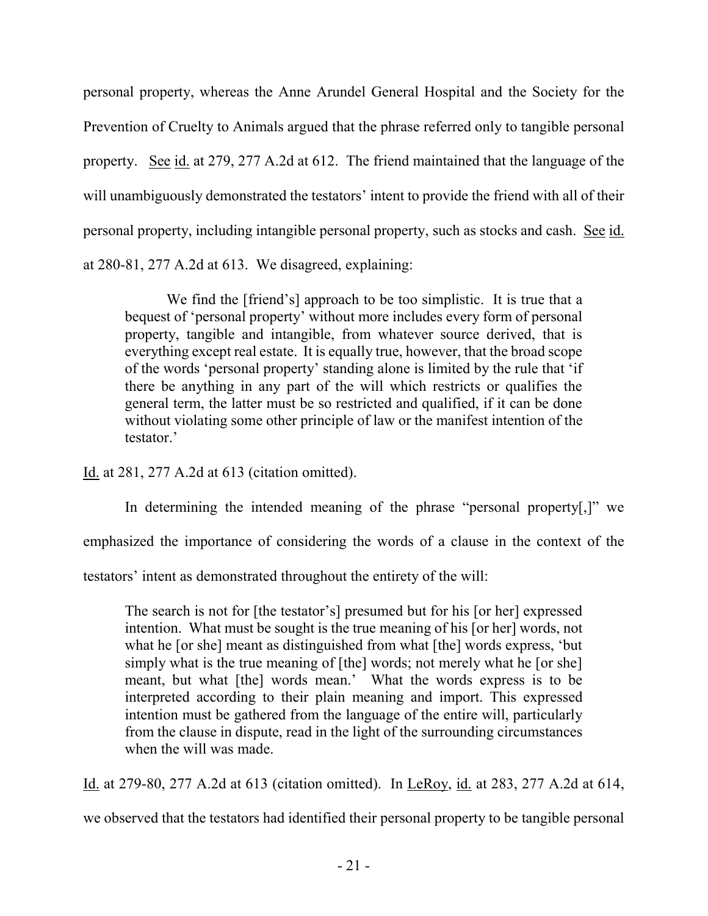personal property, whereas the Anne Arundel General Hospital and the Society for the Prevention of Cruelty to Animals argued that the phrase referred only to tangible personal property. See id. at 279, 277 A.2d at 612. The friend maintained that the language of the will unambiguously demonstrated the testators' intent to provide the friend with all of their personal property, including intangible personal property, such as stocks and cash. See id. at 280-81, 277 A.2d at 613. We disagreed, explaining:

> We find the [friend's] approach to be too simplistic. It is true that a bequest of 'personal property' without more includes every form of personal property, tangible and intangible, from whatever source derived, that is everything except real estate. It is equally true, however, that the broad scope of the words 'personal property' standing alone is limited by the rule that 'if there be anything in any part of the will which restricts or qualifies the general term, the latter must be so restricted and qualified, if it can be done without violating some other principle of law or the manifest intention of the testator.'

Id. at 281, 277 A.2d at 613 (citation omitted).

In determining the intended meaning of the phrase "personal property[,]" we emphasized the importance of considering the words of a clause in the context of the testators' intent as demonstrated throughout the entirety of the will:

> The search is not for [the testator's] presumed but for his [or her] expressed intention. What must be sought is the true meaning of his [or her] words, not what he [or she] meant as distinguished from what [the] words express, 'but simply what is the true meaning of [the] words; not merely what he [or she] meant, but what [the] words mean.' What the words express is to be interpreted according to their plain meaning and import. This expressed intention must be gathered from the language of the entire will, particularly from the clause in dispute, read in the light of the surrounding circumstances when the will was made.

Id. at 279-80, 277 A.2d at 613 (citation omitted). In LeRoy, id. at 283, 277 A.2d at 614, we observed that the testators had identified their personal property to be tangible personal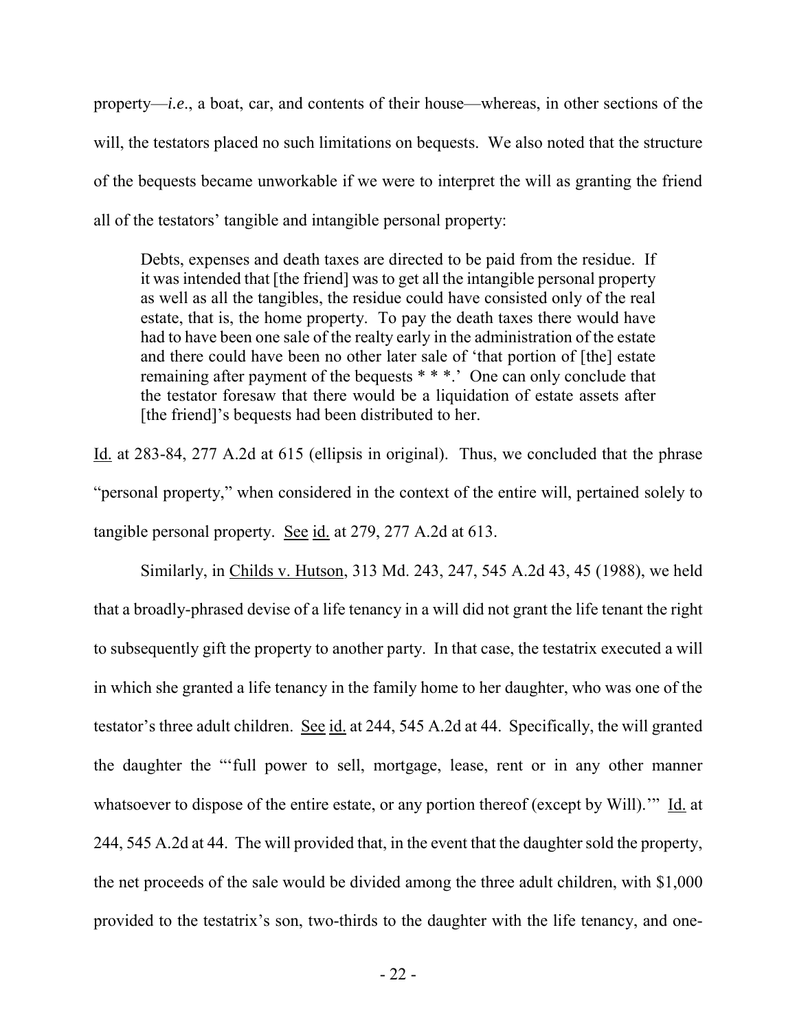property—*i.e.*, a boat, car, and contents of their house—whereas, in other sections of the will, the testators placed no such limitations on bequests. We also noted that the structure of the bequests became unworkable if we were to interpret the will as granting the friend all of the testators' tangible and intangible personal property:

> Debts, expenses and death taxes are directed to be paid from the residue. If it was intended that [the friend] was to get all the intangible personal property as well as all the tangibles, the residue could have consisted only of the real estate, that is, the home property. To pay the death taxes there would have had to have been one sale of the realty early in the administration of the estate and there could have been no other later sale of 'that portion of [the] estate remaining after payment of the bequests * * *.' One can only conclude that the testator foresaw that there would be a liquidation of estate assets after [the friend]'s bequests had been distributed to her.

Id. at 283-84, 277 A.2d at 615 (ellipsis in original). Thus, we concluded that the phrase "personal property," when considered in the context of the entire will, pertained solely to tangible personal property. See id. at 279, 277 A.2d at 613.

Similarly, in Childs v. Hutson, 313 Md. 243, 247, 545 A.2d 43, 45 (1988), we held that a broadly-phrased devise of a life tenancy in a will did not grant the life tenant the right to subsequently gift the property to another party. In that case, the testatrix executed a will in which she granted a life tenancy in the family home to her daughter, who was one of the testator's three adult children. See id. at 244, 545 A.2d at 44. Specifically, the will granted the daughter the "'full power to sell, mortgage, lease, rent or in any other manner whatsoever to dispose of the entire estate, or any portion thereof (except by Will).'" Id. at 244, 545 A.2d at 44. The will provided that, in the event that the daughter sold the property, the net proceeds of the sale would be divided among the three adult children, with $1,000 provided to the testatrix's son, two-thirds to the daughter with the life tenancy, and one-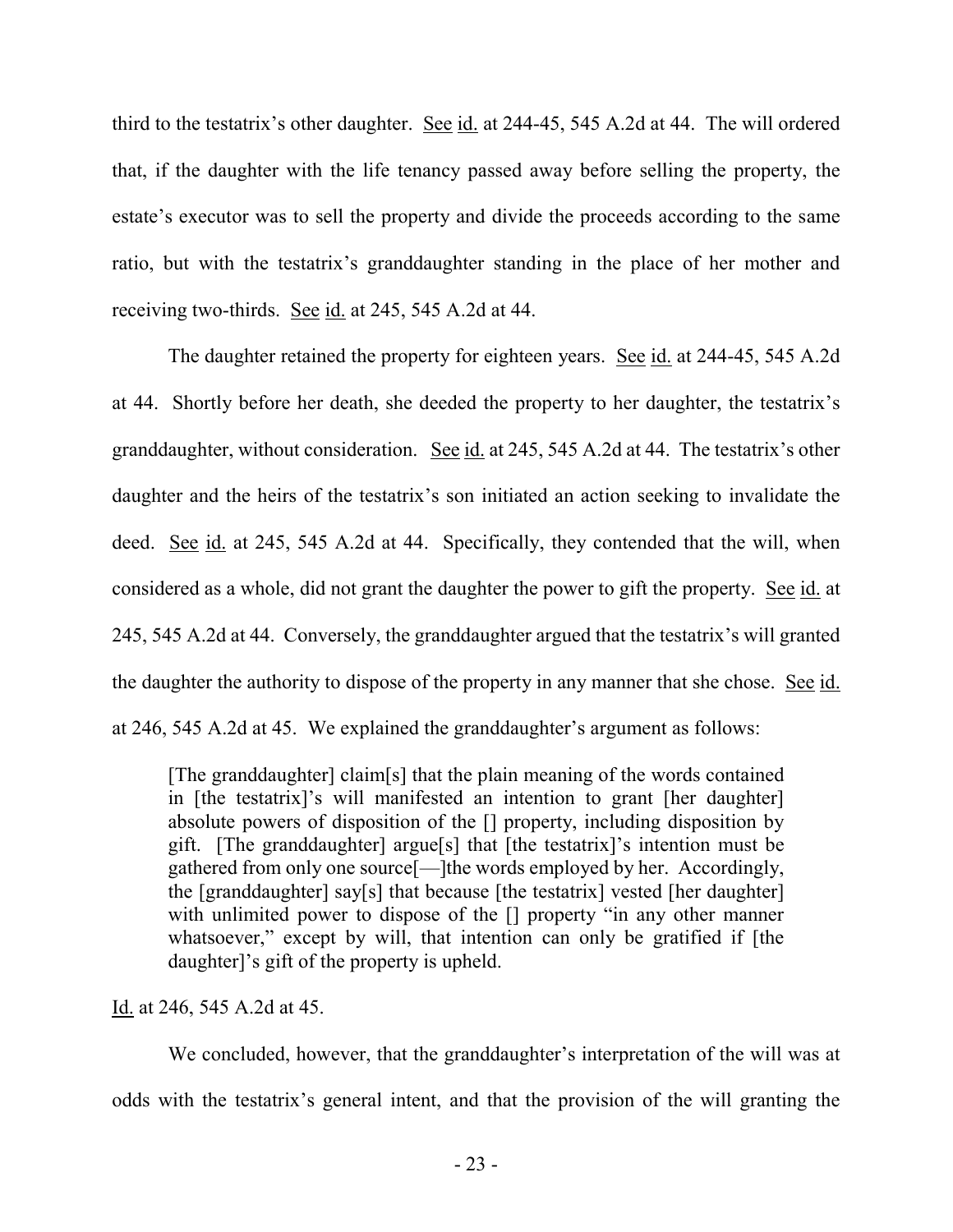third to the testatrix's other daughter. See id. at 244-45, 545 A.2d at 44. The will ordered that, if the daughter with the life tenancy passed away before selling the property, the estate's executor was to sell the property and divide the proceeds according to the same ratio, but with the testatrix's granddaughter standing in the place of her mother and receiving two-thirds. See id. at 245, 545 A.2d at 44.

The daughter retained the property for eighteen years. See id. at 244-45, 545 A.2d at 44. Shortly before her death, she deeded the property to her daughter, the testatrix's granddaughter, without consideration. See id. at 245, 545 A.2d at 44. The testatrix's other daughter and the heirs of the testatrix's son initiated an action seeking to invalidate the deed. See id. at 245, 545 A.2d at 44. Specifically, they contended that the will, when considered as a whole, did not grant the daughter the power to gift the property. See id. at 245, 545 A.2d at 44. Conversely, the granddaughter argued that the testatrix's will granted the daughter the authority to dispose of the property in any manner that she chose. See id. at 246, 545 A.2d at 45. We explained the granddaughter's argument as follows:

> [The granddaughter] claim[s] that the plain meaning of the words contained in [the testatrix]'s will manifested an intention to grant [her daughter] absolute powers of disposition of the [] property, including disposition by gift. [The granddaughter] argue[s] that [the testatrix]'s intention must be gathered from only one source[—]the words employed by her. Accordingly, the [granddaughter] say[s] that because [the testatrix] vested [her daughter] with unlimited power to dispose of the [] property "in any other manner whatsoever," except by will, that intention can only be gratified if [the daughter]'s gift of the property is upheld.

Id. at 246, 545 A.2d at 45.

We concluded, however, that the granddaughter's interpretation of the will was at odds with the testatrix's general intent, and that the provision of the will granting the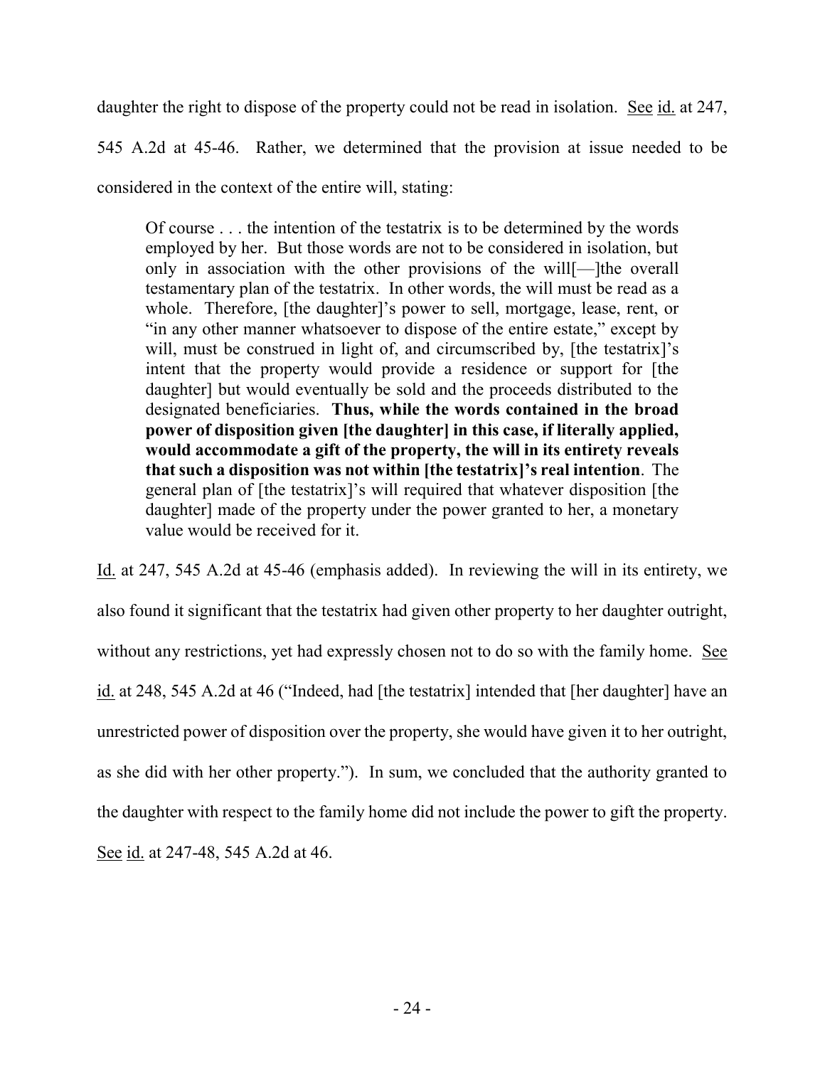daughter the right to dispose of the property could not be read in isolation. See id. at 247, 545 A.2d at 45-46. Rather, we determined that the provision at issue needed to be considered in the context of the entire will, stating:

> Of course . . . the intention of the testatrix is to be determined by the words employed by her. But those words are not to be considered in isolation, but only in association with the other provisions of the will[—]the overall testamentary plan of the testatrix. In other words, the will must be read as a whole. Therefore, [the daughter]'s power to sell, mortgage, lease, rent, or "in any other manner whatsoever to dispose of the entire estate," except by will, must be construed in light of, and circumscribed by, [the testatrix]'s intent that the property would provide a residence or support for [the daughter] but would eventually be sold and the proceeds distributed to the designated beneficiaries. **Thus, while the words contained in the broad power of disposition given [the daughter] in this case, if literally applied, would accommodate a gift of the property, the will in its entirety reveals that such a disposition was not within [the testatrix]'s real intention**. The general plan of [the testatrix]'s will required that whatever disposition [the daughter] made of the property under the power granted to her, a monetary value would be received for it.

Id. at 247, 545 A.2d at 45-46 (emphasis added). In reviewing the will in its entirety, we also found it significant that the testatrix had given other property to her daughter outright, without any restrictions, yet had expressly chosen not to do so with the family home. See id. at 248, 545 A.2d at 46 ("Indeed, had [the testatrix] intended that [her daughter] have an unrestricted power of disposition over the property, she would have given it to her outright, as she did with her other property."). In sum, we concluded that the authority granted to the daughter with respect to the family home did not include the power to gift the property. See id. at 247-48, 545 A.2d at 46.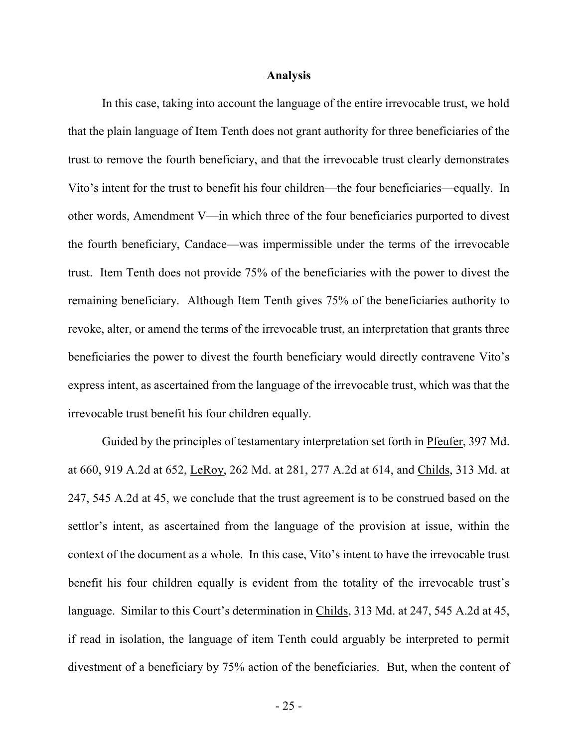**Analysis**

In this case, taking into account the language of the entire irrevocable trust, we hold that the plain language of Item Tenth does not grant authority for three beneficiaries of the trust to remove the fourth beneficiary, and that the irrevocable trust clearly demonstrates Vito's intent for the trust to benefit his four children—the four beneficiaries—equally. In other words, Amendment V—in which three of the four beneficiaries purported to divest the fourth beneficiary, Candace—was impermissible under the terms of the irrevocable trust. Item Tenth does not provide 75% of the beneficiaries with the power to divest the remaining beneficiary. Although Item Tenth gives 75% of the beneficiaries authority to revoke, alter, or amend the terms of the irrevocable trust, an interpretation that grants three beneficiaries the power to divest the fourth beneficiary would directly contravene Vito's express intent, as ascertained from the language of the irrevocable trust, which was that the irrevocable trust benefit his four children equally.

Guided by the principles of testamentary interpretation set forth in Pfeufer, 397 Md. at 660, 919 A.2d at 652, LeRoy, 262 Md. at 281, 277 A.2d at 614, and Childs, 313 Md. at 247, 545 A.2d at 45, we conclude that the trust agreement is to be construed based on the settlor's intent, as ascertained from the language of the provision at issue, within the context of the document as a whole. In this case, Vito's intent to have the irrevocable trust benefit his four children equally is evident from the totality of the irrevocable trust's language. Similar to this Court's determination in Childs, 313 Md. at 247, 545 A.2d at 45, if read in isolation, the language of item Tenth could arguably be interpreted to permit divestment of a beneficiary by 75% action of the beneficiaries. But, when the content of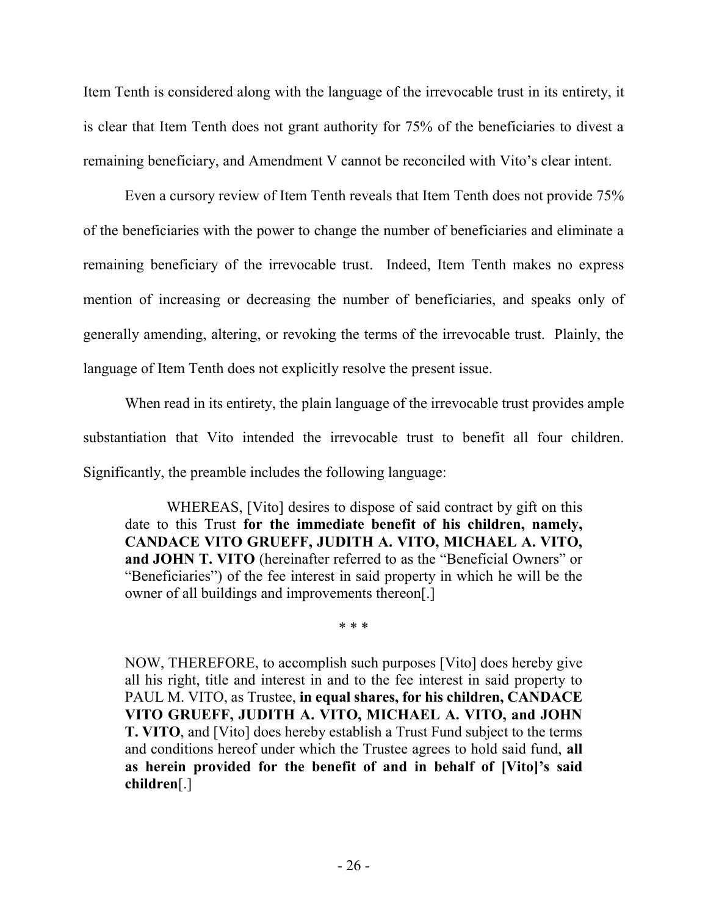Item Tenth is considered along with the language of the irrevocable trust in its entirety, it is clear that Item Tenth does not grant authority for 75% of the beneficiaries to divest a remaining beneficiary, and Amendment V cannot be reconciled with Vito's clear intent.

Even a cursory review of Item Tenth reveals that Item Tenth does not provide 75% of the beneficiaries with the power to change the number of beneficiaries and eliminate a remaining beneficiary of the irrevocable trust. Indeed, Item Tenth makes no express mention of increasing or decreasing the number of beneficiaries, and speaks only of generally amending, altering, or revoking the terms of the irrevocable trust. Plainly, the language of Item Tenth does not explicitly resolve the present issue.

When read in its entirety, the plain language of the irrevocable trust provides ample substantiation that Vito intended the irrevocable trust to benefit all four children. Significantly, the preamble includes the following language:

> WHEREAS, [Vito] desires to dispose of said contract by gift on this date to this Trust **for the immediate benefit of his children, namely, CANDACE VITO GRUEFF, JUDITH A. VITO, MICHAEL A. VITO, and JOHN T. VITO** (hereinafter referred to as the "Beneficial Owners" or "Beneficiaries") of the fee interest in said property in which he will be the owner of all buildings and improvements thereon[.]
>
> \* \* \*
>
> NOW, THEREFORE, to accomplish such purposes [Vito] does hereby give all his right, title and interest in and to the fee interest in said property to PAUL M. VITO, as Trustee, **in equal shares, for his children, CANDACE VITO GRUEFF, JUDITH A. VITO, MICHAEL A. VITO, and JOHN T. VITO**, and [Vito] does hereby establish a Trust Fund subject to the terms and conditions hereof under which the Trustee agrees to hold said fund, **all as herein provided for the benefit of and in behalf of [Vito]'s said children**[.]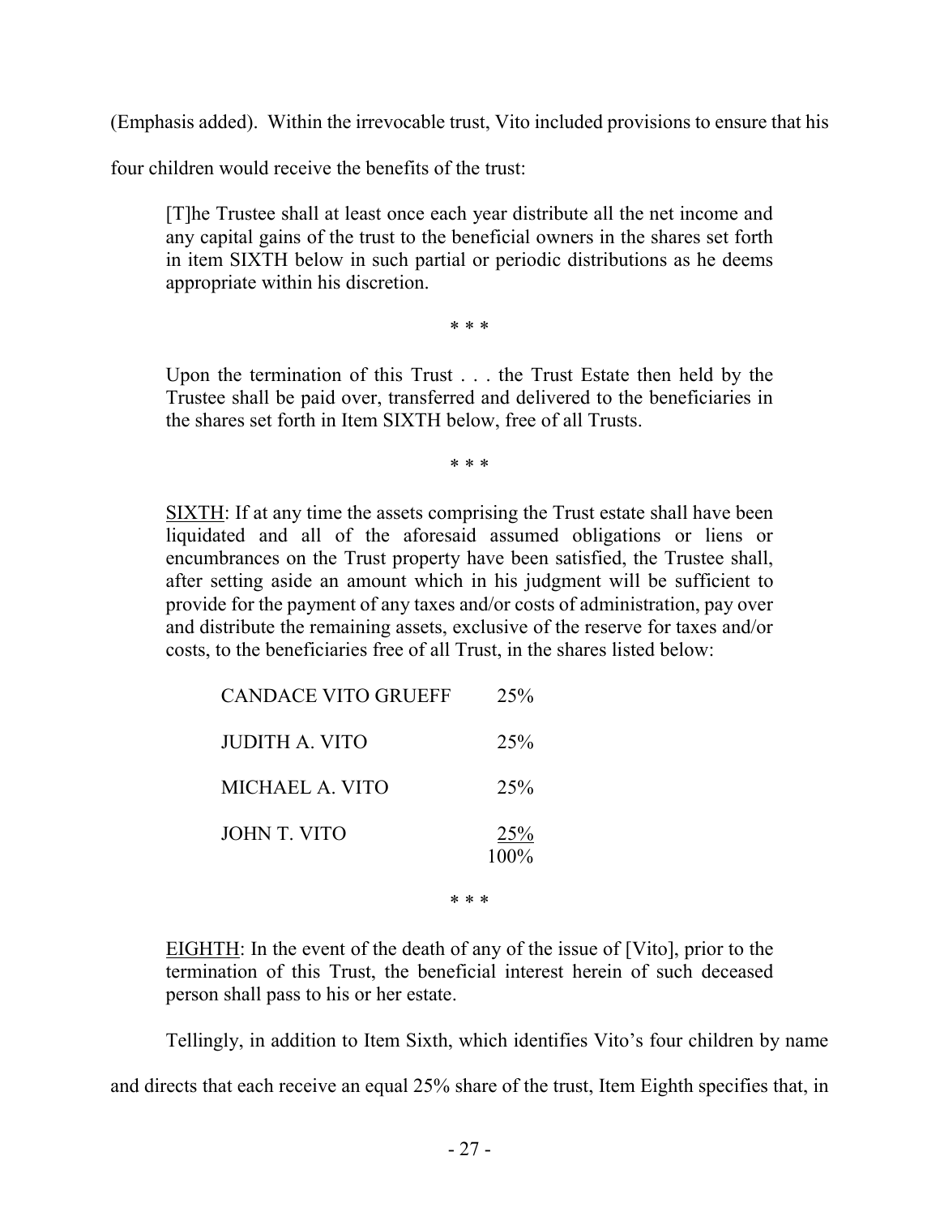(Emphasis added). Within the irrevocable trust, Vito included provisions to ensure that his four children would receive the benefits of the trust:

> [T]he Trustee shall at least once each year distribute all the net income and any capital gains of the trust to the beneficial owners in the shares set forth in item SIXTH below in such partial or periodic distributions as he deems appropriate within his discretion.
>
> \* \* \*
>
> Upon the termination of this Trust . . . the Trust Estate then held by the Trustee shall be paid over, transferred and delivered to the beneficiaries in the shares set forth in Item SIXTH below, free of all Trusts.
>
> \* \* \*
>
> SIXTH: If at any time the assets comprising the Trust estate shall have been liquidated and all of the aforesaid assumed obligations or liens or encumbrances on the Trust property have been satisfied, the Trustee shall, after setting aside an amount which in his judgment will be sufficient to provide for the payment of any taxes and/or costs of administration, pay over and distribute the remaining assets, exclusive of the reserve for taxes and/or costs, to the beneficiaries free of all Trust, in the shares listed below:
>
> | | |
> |---|---|
> | CANDACE VITO GRUEFF | 25% |
> | JUDITH A. VITO | 25% |
> | MICHAEL A. VITO | 25% |
> | JOHN T. VITO | 25% |
> | | 100% |
>
> \* \* \*
>
> EIGHTH: In the event of the death of any of the issue of [Vito], prior to the termination of this Trust, the beneficial interest herein of such deceased person shall pass to his or her estate.

Tellingly, in addition to Item Sixth, which identifies Vito's four children by name and directs that each receive an equal 25% share of the trust, Item Eighth specifies that, in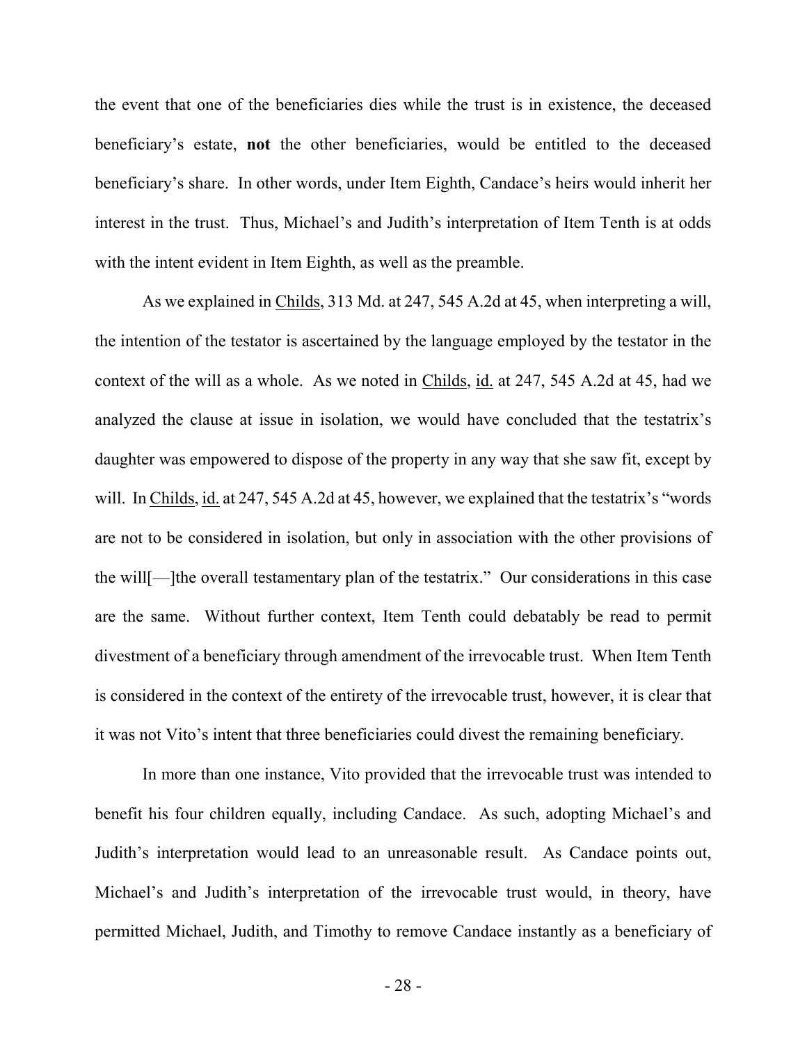the event that one of the beneficiaries dies while the trust is in existence, the deceased beneficiary's estate, **not** the other beneficiaries, would be entitled to the deceased beneficiary's share. In other words, under Item Eighth, Candace's heirs would inherit her interest in the trust. Thus, Michael's and Judith's interpretation of Item Tenth is at odds with the intent evident in Item Eighth, as well as the preamble.

As we explained in Childs, 313 Md. at 247, 545 A.2d at 45, when interpreting a will, the intention of the testator is ascertained by the language employed by the testator in the context of the will as a whole. As we noted in Childs, id. at 247, 545 A.2d at 45, had we analyzed the clause at issue in isolation, we would have concluded that the testatrix's daughter was empowered to dispose of the property in any way that she saw fit, except by will. In Childs, id. at 247, 545 A.2d at 45, however, we explained that the testatrix's "words are not to be considered in isolation, but only in association with the other provisions of the will[—]the overall testamentary plan of the testatrix." Our considerations in this case are the same. Without further context, Item Tenth could debatably be read to permit divestment of a beneficiary through amendment of the irrevocable trust. When Item Tenth is considered in the context of the entirety of the irrevocable trust, however, it is clear that it was not Vito's intent that three beneficiaries could divest the remaining beneficiary.

In more than one instance, Vito provided that the irrevocable trust was intended to benefit his four children equally, including Candace. As such, adopting Michael's and Judith's interpretation would lead to an unreasonable result. As Candace points out, Michael's and Judith's interpretation of the irrevocable trust would, in theory, have permitted Michael, Judith, and Timothy to remove Candace instantly as a beneficiary of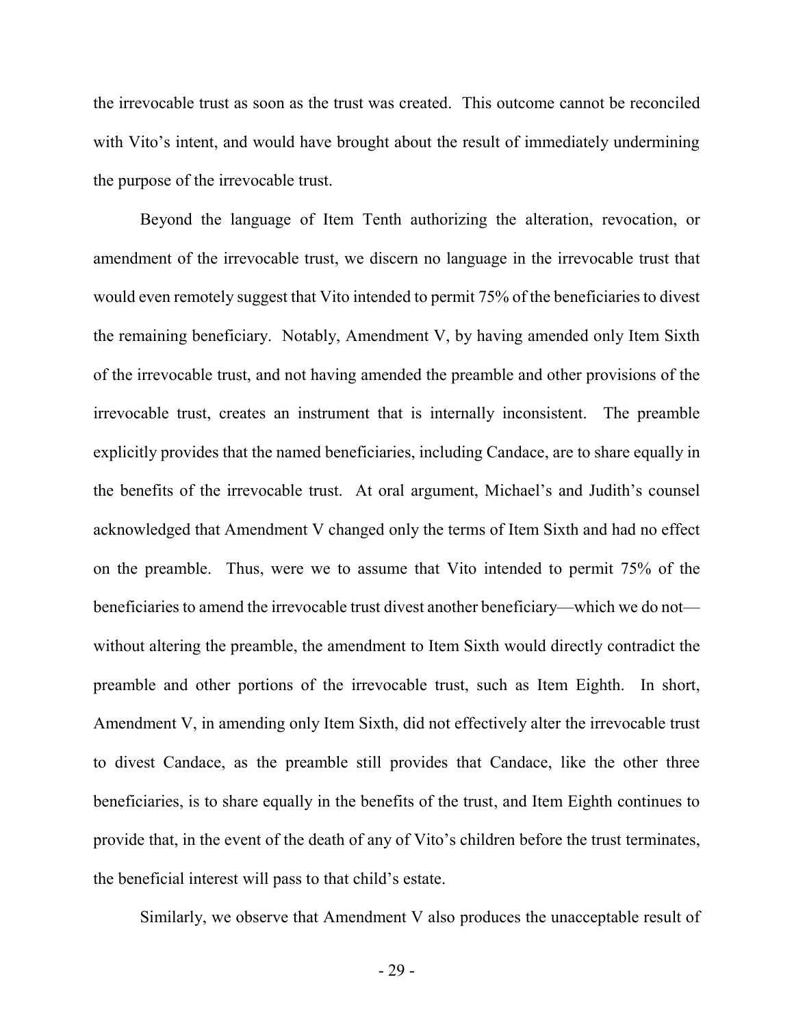the irrevocable trust as soon as the trust was created. This outcome cannot be reconciled with Vito's intent, and would have brought about the result of immediately undermining the purpose of the irrevocable trust.

Beyond the language of Item Tenth authorizing the alteration, revocation, or amendment of the irrevocable trust, we discern no language in the irrevocable trust that would even remotely suggest that Vito intended to permit 75% of the beneficiaries to divest the remaining beneficiary. Notably, Amendment V, by having amended only Item Sixth of the irrevocable trust, and not having amended the preamble and other provisions of the irrevocable trust, creates an instrument that is internally inconsistent. The preamble explicitly provides that the named beneficiaries, including Candace, are to share equally in the benefits of the irrevocable trust. At oral argument, Michael's and Judith's counsel acknowledged that Amendment V changed only the terms of Item Sixth and had no effect on the preamble. Thus, were we to assume that Vito intended to permit 75% of the beneficiaries to amend the irrevocable trust divest another beneficiary—which we do not—without altering the preamble, the amendment to Item Sixth would directly contradict the preamble and other portions of the irrevocable trust, such as Item Eighth. In short, Amendment V, in amending only Item Sixth, did not effectively alter the irrevocable trust to divest Candace, as the preamble still provides that Candace, like the other three beneficiaries, is to share equally in the benefits of the trust, and Item Eighth continues to provide that, in the event of the death of any of Vito's children before the trust terminates, the beneficial interest will pass to that child's estate.

Similarly, we observe that Amendment V also produces the unacceptable result of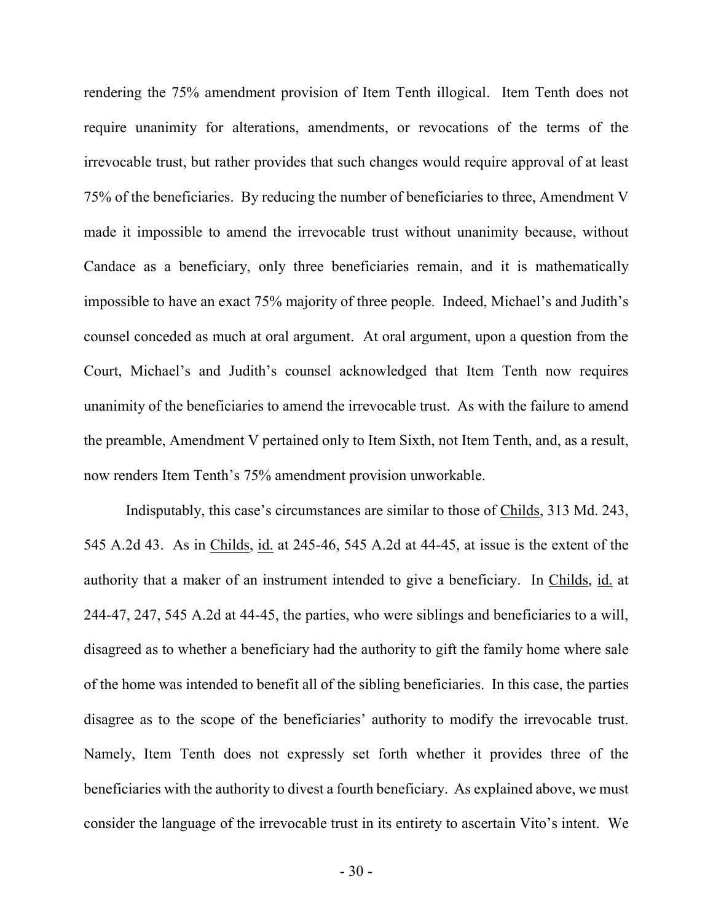rendering the 75% amendment provision of Item Tenth illogical. Item Tenth does not require unanimity for alterations, amendments, or revocations of the terms of the irrevocable trust, but rather provides that such changes would require approval of at least 75% of the beneficiaries. By reducing the number of beneficiaries to three, Amendment V made it impossible to amend the irrevocable trust without unanimity because, without Candace as a beneficiary, only three beneficiaries remain, and it is mathematically impossible to have an exact 75% majority of three people. Indeed, Michael's and Judith's counsel conceded as much at oral argument. At oral argument, upon a question from the Court, Michael's and Judith's counsel acknowledged that Item Tenth now requires unanimity of the beneficiaries to amend the irrevocable trust. As with the failure to amend the preamble, Amendment V pertained only to Item Sixth, not Item Tenth, and, as a result, now renders Item Tenth's 75% amendment provision unworkable.

Indisputably, this case's circumstances are similar to those of Childs, 313 Md. 243, 545 A.2d 43. As in Childs, id. at 245-46, 545 A.2d at 44-45, at issue is the extent of the authority that a maker of an instrument intended to give a beneficiary. In Childs, id. at 244-47, 247, 545 A.2d at 44-45, the parties, who were siblings and beneficiaries to a will, disagreed as to whether a beneficiary had the authority to gift the family home where sale of the home was intended to benefit all of the sibling beneficiaries. In this case, the parties disagree as to the scope of the beneficiaries' authority to modify the irrevocable trust. Namely, Item Tenth does not expressly set forth whether it provides three of the beneficiaries with the authority to divest a fourth beneficiary. As explained above, we must consider the language of the irrevocable trust in its entirety to ascertain Vito's intent. We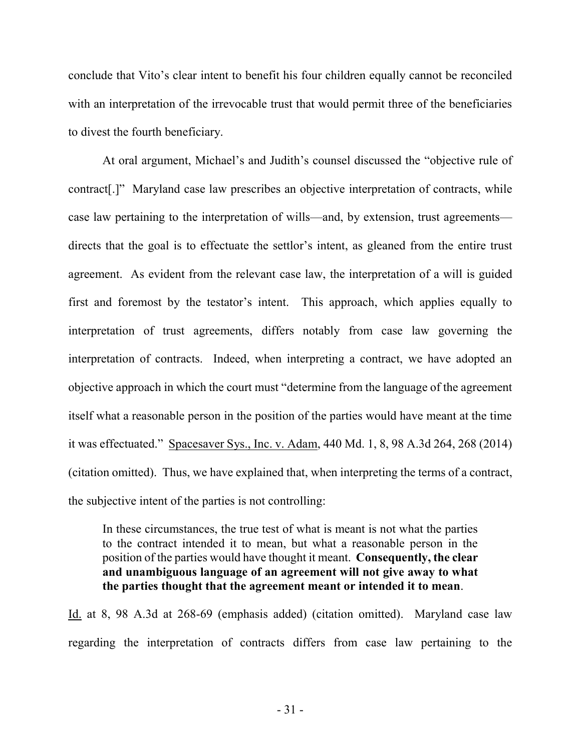conclude that Vito's clear intent to benefit his four children equally cannot be reconciled with an interpretation of the irrevocable trust that would permit three of the beneficiaries to divest the fourth beneficiary.

At oral argument, Michael's and Judith's counsel discussed the "objective rule of contract[.]" Maryland case law prescribes an objective interpretation of contracts, while case law pertaining to the interpretation of wills—and, by extension, trust agreements—directs that the goal is to effectuate the settlor's intent, as gleaned from the entire trust agreement. As evident from the relevant case law, the interpretation of a will is guided first and foremost by the testator's intent. This approach, which applies equally to interpretation of trust agreements, differs notably from case law governing the interpretation of contracts. Indeed, when interpreting a contract, we have adopted an objective approach in which the court must "determine from the language of the agreement itself what a reasonable person in the position of the parties would have meant at the time it was effectuated." Spacesaver Sys., Inc. v. Adam, 440 Md. 1, 8, 98 A.3d 264, 268 (2014) (citation omitted). Thus, we have explained that, when interpreting the terms of a contract, the subjective intent of the parties is not controlling:

> In these circumstances, the true test of what is meant is not what the parties to the contract intended it to mean, but what a reasonable person in the position of the parties would have thought it meant. **Consequently, the clear and unambiguous language of an agreement will not give away to what the parties thought that the agreement meant or intended it to mean**.

Id. at 8, 98 A.3d at 268-69 (emphasis added) (citation omitted). Maryland case law regarding the interpretation of contracts differs from case law pertaining to the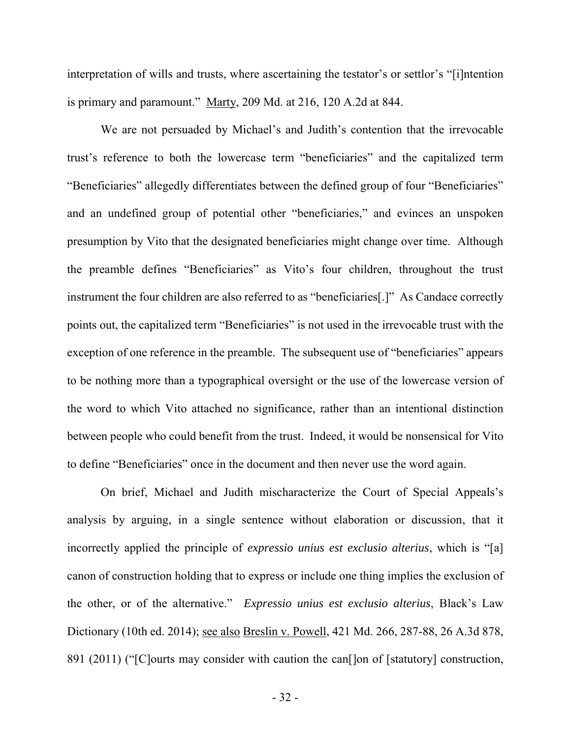interpretation of wills and trusts, where ascertaining the testator's or settlor's "[i]ntention is primary and paramount." Marty, 209 Md. at 216, 120 A.2d at 844.

We are not persuaded by Michael's and Judith's contention that the irrevocable trust's reference to both the lowercase term "beneficiaries" and the capitalized term "Beneficiaries" allegedly differentiates between the defined group of four "Beneficiaries" and an undefined group of potential other "beneficiaries," and evinces an unspoken presumption by Vito that the designated beneficiaries might change over time. Although the preamble defines "Beneficiaries" as Vito's four children, throughout the trust instrument the four children are also referred to as "beneficiaries[.]" As Candace correctly points out, the capitalized term "Beneficiaries" is not used in the irrevocable trust with the exception of one reference in the preamble. The subsequent use of "beneficiaries" appears to be nothing more than a typographical oversight or the use of the lowercase version of the word to which Vito attached no significance, rather than an intentional distinction between people who could benefit from the trust. Indeed, it would be nonsensical for Vito to define "Beneficiaries" once in the document and then never use the word again.

On brief, Michael and Judith mischaracterize the Court of Special Appeals's analysis by arguing, in a single sentence without elaboration or discussion, that it incorrectly applied the principle of *expressio unius est exclusio alterius*, which is "[a] canon of construction holding that to express or include one thing implies the exclusion of the other, or of the alternative." *Expressio unius est exclusio alterius*, Black's Law Dictionary (10th ed. 2014); see also Breslin v. Powell, 421 Md. 266, 287-88, 26 A.3d 878, 891 (2011) ("[C]ourts may consider with caution the can[]on of [statutory] construction,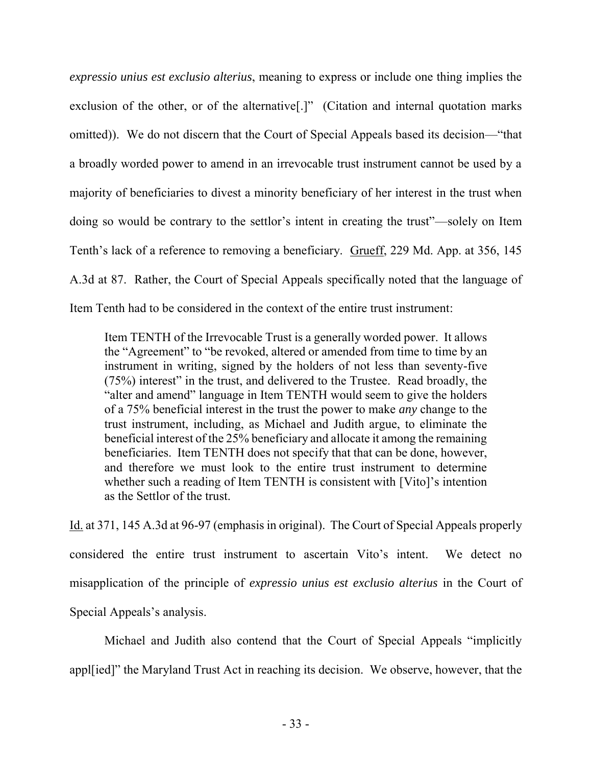*expressio unius est exclusio alterius*, meaning to express or include one thing implies the exclusion of the other, or of the alternative[.]" (Citation and internal quotation marks omitted)). We do not discern that the Court of Special Appeals based its decision—"that a broadly worded power to amend in an irrevocable trust instrument cannot be used by a majority of beneficiaries to divest a minority beneficiary of her interest in the trust when doing so would be contrary to the settlor's intent in creating the trust"—solely on Item Tenth's lack of a reference to removing a beneficiary. Grueff, 229 Md. App. at 356, 145 A.3d at 87. Rather, the Court of Special Appeals specifically noted that the language of Item Tenth had to be considered in the context of the entire trust instrument:

> Item TENTH of the Irrevocable Trust is a generally worded power. It allows the "Agreement" to "be revoked, altered or amended from time to time by an instrument in writing, signed by the holders of not less than seventy-five (75%) interest" in the trust, and delivered to the Trustee. Read broadly, the "alter and amend" language in Item TENTH would seem to give the holders of a 75% beneficial interest in the trust the power to make *any* change to the trust instrument, including, as Michael and Judith argue, to eliminate the beneficial interest of the 25% beneficiary and allocate it among the remaining beneficiaries. Item TENTH does not specify that that can be done, however, and therefore we must look to the entire trust instrument to determine whether such a reading of Item TENTH is consistent with [Vito]'s intention as the Settlor of the trust.

Id. at 371, 145 A.3d at 96-97 (emphasis in original). The Court of Special Appeals properly considered the entire trust instrument to ascertain Vito's intent. We detect no misapplication of the principle of *expressio unius est exclusio alterius* in the Court of Special Appeals's analysis.

Michael and Judith also contend that the Court of Special Appeals "implicitly appl[ied]" the Maryland Trust Act in reaching its decision. We observe, however, that the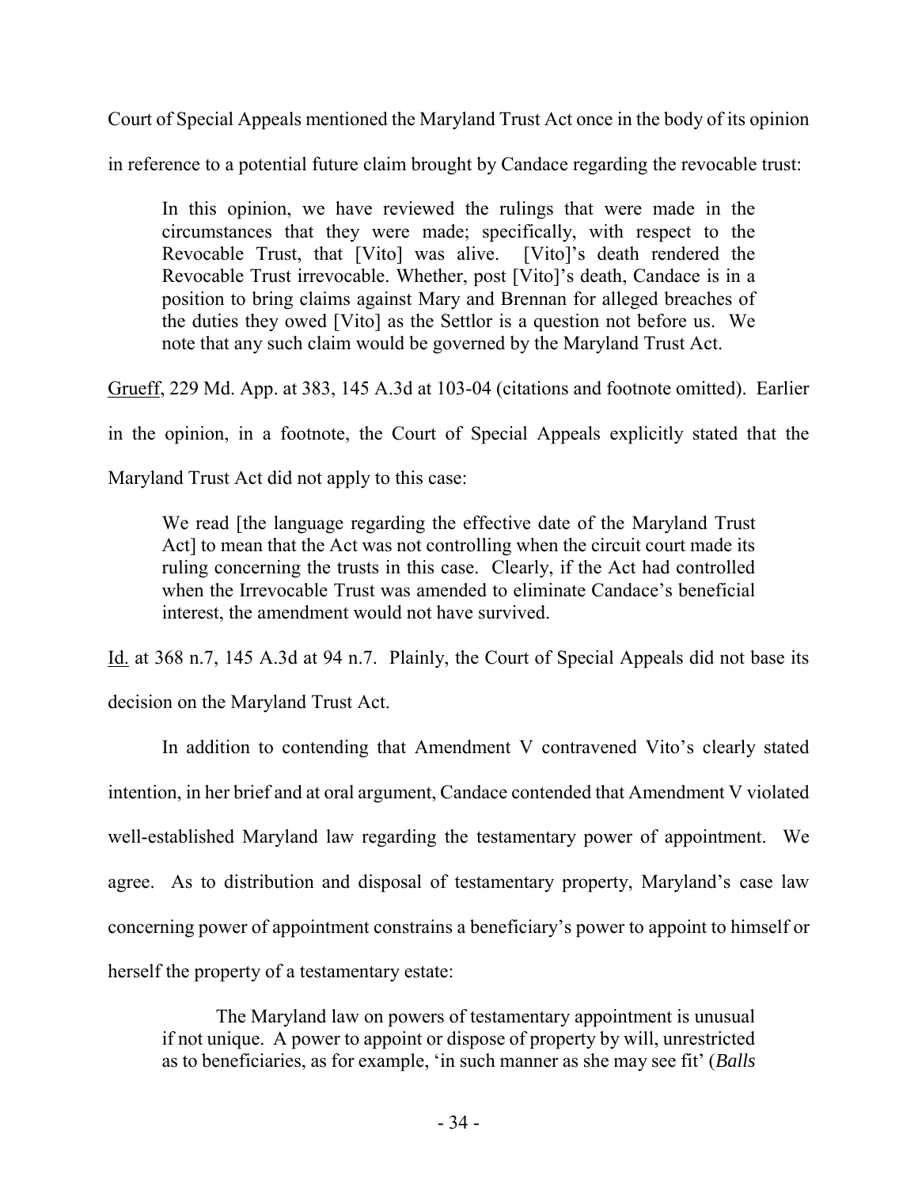Court of Special Appeals mentioned the Maryland Trust Act once in the body of its opinion in reference to a potential future claim brought by Candace regarding the revocable trust:

> In this opinion, we have reviewed the rulings that were made in the circumstances that they were made; specifically, with respect to the Revocable Trust, that [Vito] was alive. [Vito]'s death rendered the Revocable Trust irrevocable. Whether, post [Vito]'s death, Candace is in a position to bring claims against Mary and Brennan for alleged breaches of the duties they owed [Vito] as the Settlor is a question not before us. We note that any such claim would be governed by the Maryland Trust Act.

Grueff, 229 Md. App. at 383, 145 A.3d at 103-04 (citations and footnote omitted). Earlier in the opinion, in a footnote, the Court of Special Appeals explicitly stated that the Maryland Trust Act did not apply to this case:

> We read [the language regarding the effective date of the Maryland Trust Act] to mean that the Act was not controlling when the circuit court made its ruling concerning the trusts in this case. Clearly, if the Act had controlled when the Irrevocable Trust was amended to eliminate Candace's beneficial interest, the amendment would not have survived.

Id. at 368 n.7, 145 A.3d at 94 n.7. Plainly, the Court of Special Appeals did not base its decision on the Maryland Trust Act.

In addition to contending that Amendment V contravened Vito's clearly stated intention, in her brief and at oral argument, Candace contended that Amendment V violated well-established Maryland law regarding the testamentary power of appointment. We agree. As to distribution and disposal of testamentary property, Maryland's case law concerning power of appointment constrains a beneficiary's power to appoint to himself or herself the property of a testamentary estate:

> The Maryland law on powers of testamentary appointment is unusual if not unique. A power to appoint or dispose of property by will, unrestricted as to beneficiaries, as for example, 'in such manner as she may see fit' (*Balls*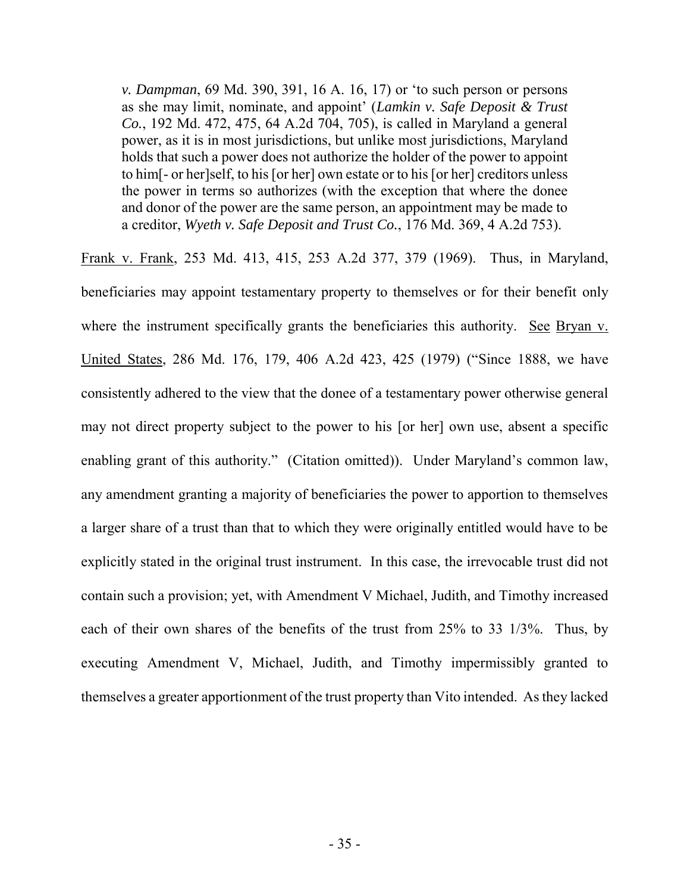> *v. Dampman*, 69 Md. 390, 391, 16 A. 16, 17) or 'to such person or persons as she may limit, nominate, and appoint' (*Lamkin v. Safe Deposit & Trust Co.*, 192 Md. 472, 475, 64 A.2d 704, 705), is called in Maryland a general power, as it is in most jurisdictions, but unlike most jurisdictions, Maryland holds that such a power does not authorize the holder of the power to appoint to him[- or her]self, to his [or her] own estate or to his [or her] creditors unless the power in terms so authorizes (with the exception that where the donee and donor of the power are the same person, an appointment may be made to a creditor, *Wyeth v. Safe Deposit and Trust Co.*, 176 Md. 369, 4 A.2d 753).

Frank v. Frank, 253 Md. 413, 415, 253 A.2d 377, 379 (1969). Thus, in Maryland, beneficiaries may appoint testamentary property to themselves or for their benefit only where the instrument specifically grants the beneficiaries this authority. See Bryan v. United States, 286 Md. 176, 179, 406 A.2d 423, 425 (1979) ("Since 1888, we have consistently adhered to the view that the donee of a testamentary power otherwise general may not direct property subject to the power to his [or her] own use, absent a specific enabling grant of this authority." (Citation omitted)). Under Maryland's common law, any amendment granting a majority of beneficiaries the power to apportion to themselves a larger share of a trust than that to which they were originally entitled would have to be explicitly stated in the original trust instrument. In this case, the irrevocable trust did not contain such a provision; yet, with Amendment V Michael, Judith, and Timothy increased each of their own shares of the benefits of the trust from 25% to 33 1/3%. Thus, by executing Amendment V, Michael, Judith, and Timothy impermissibly granted to themselves a greater apportionment of the trust property than Vito intended. As they lacked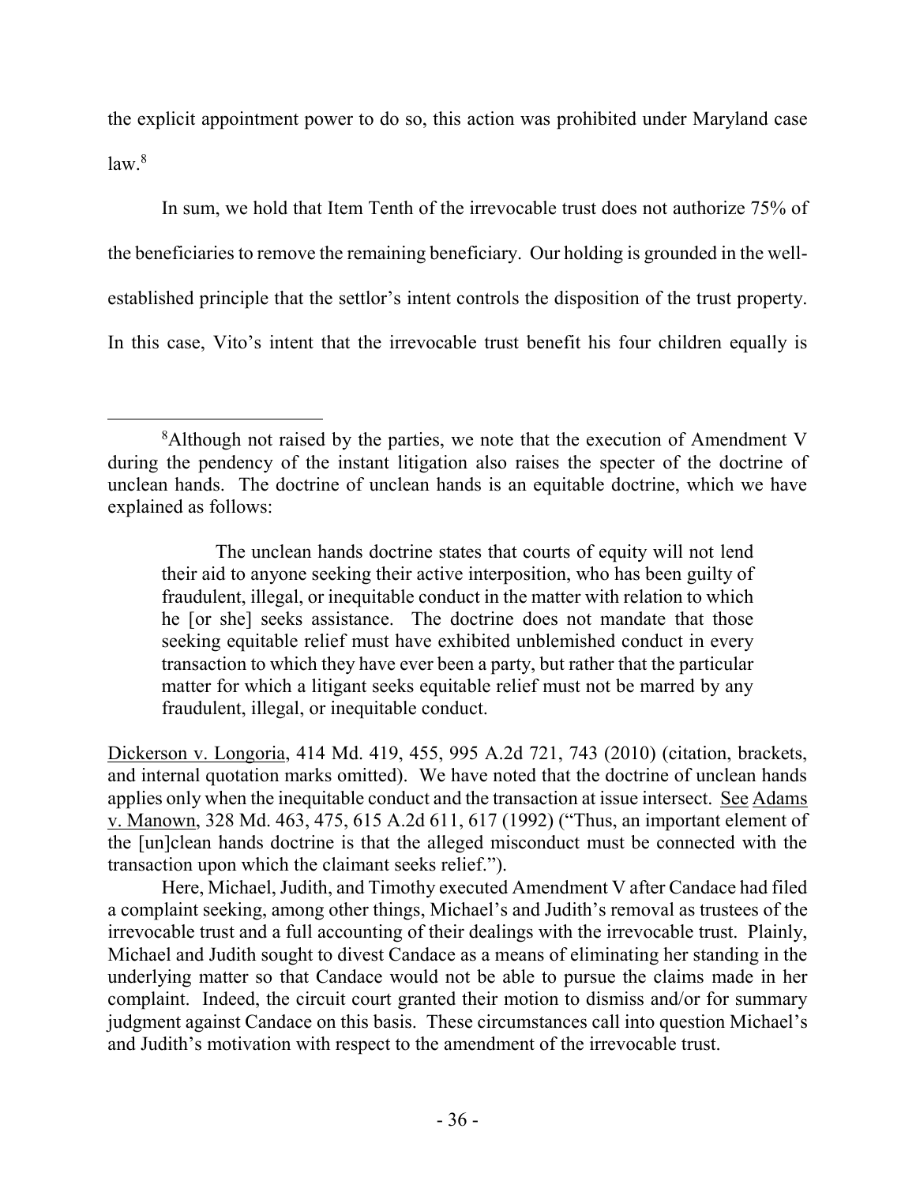the explicit appointment power to do so, this action was prohibited under Maryland case law.[8]

In sum, we hold that Item Tenth of the irrevocable trust does not authorize 75% of the beneficiaries to remove the remaining beneficiary. Our holding is grounded in the well-established principle that the settlor's intent controls the disposition of the trust property. In this case, Vito's intent that the irrevocable trust benefit his four children equally is

---

[8]Although not raised by the parties, we note that the execution of Amendment V during the pendency of the instant litigation also raises the specter of the doctrine of unclean hands. The doctrine of unclean hands is an equitable doctrine, which we have explained as follows:

> The unclean hands doctrine states that courts of equity will not lend their aid to anyone seeking their active interposition, who has been guilty of fraudulent, illegal, or inequitable conduct in the matter with relation to which he [or she] seeks assistance. The doctrine does not mandate that those seeking equitable relief must have exhibited unblemished conduct in every transaction to which they have ever been a party, but rather that the particular matter for which a litigant seeks equitable relief must not be marred by any fraudulent, illegal, or inequitable conduct.

Dickerson v. Longoria, 414 Md. 419, 455, 995 A.2d 721, 743 (2010) (citation, brackets, and internal quotation marks omitted). We have noted that the doctrine of unclean hands applies only when the inequitable conduct and the transaction at issue intersect. See Adams v. Manown, 328 Md. 463, 475, 615 A.2d 611, 617 (1992) ("Thus, an important element of the [un]clean hands doctrine is that the alleged misconduct must be connected with the transaction upon which the claimant seeks relief.").

Here, Michael, Judith, and Timothy executed Amendment V after Candace had filed a complaint seeking, among other things, Michael's and Judith's removal as trustees of the irrevocable trust and a full accounting of their dealings with the irrevocable trust. Plainly, Michael and Judith sought to divest Candace as a means of eliminating her standing in the underlying matter so that Candace would not be able to pursue the claims made in her complaint. Indeed, the circuit court granted their motion to dismiss and/or for summary judgment against Candace on this basis. These circumstances call into question Michael's and Judith's motivation with respect to the amendment of the irrevocable trust.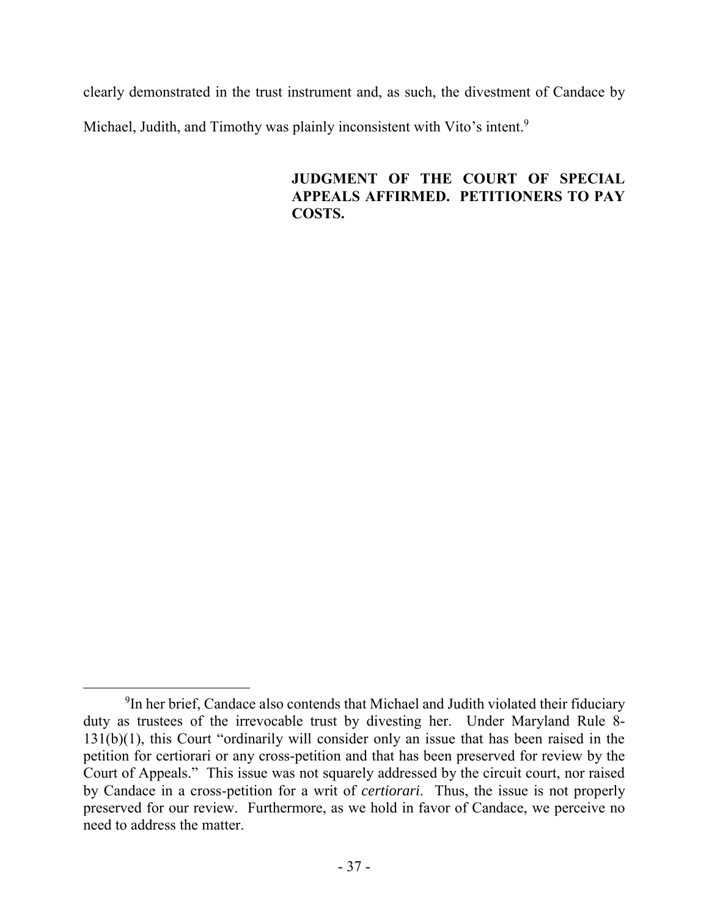clearly demonstrated in the trust instrument and, as such, the divestment of Candace by Michael, Judith, and Timothy was plainly inconsistent with Vito's intent.[9]

**JUDGMENT OF THE COURT OF SPECIAL APPEALS AFFIRMED. PETITIONERS TO PAY COSTS.**

---

[9]In her brief, Candace also contends that Michael and Judith violated their fiduciary duty as trustees of the irrevocable trust by divesting her. Under Maryland Rule 8-131(b)(1), this Court "ordinarily will consider only an issue that has been raised in the petition for certiorari or any cross-petition and that has been preserved for review by the Court of Appeals." This issue was not squarely addressed by the circuit court, nor raised by Candace in a cross-petition for a writ of *certiorari*. Thus, the issue is not properly preserved for our review. Furthermore, as we hold in favor of Candace, we perceive no need to address the matter.